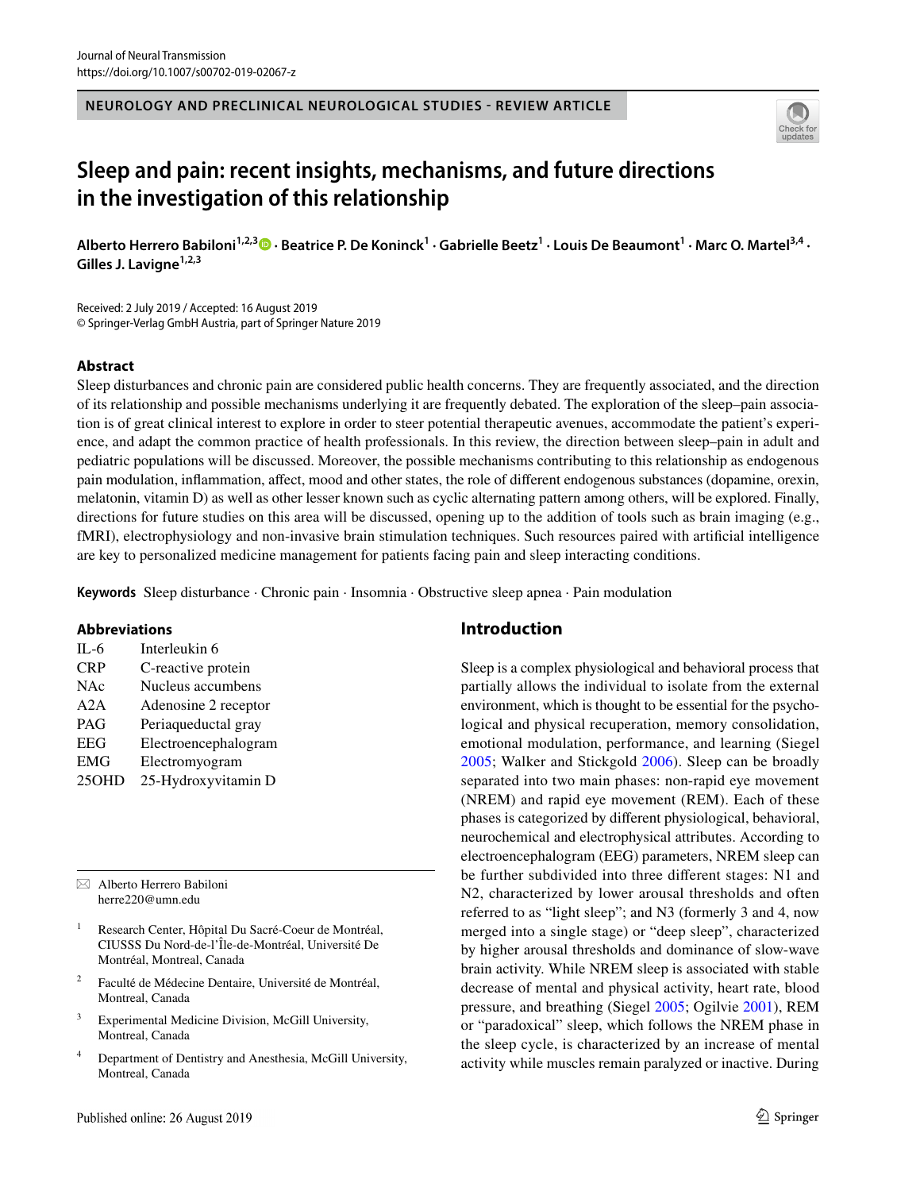NEUROLOGY AND PRECLINICAL NEUROLOGICAL STUDIES - REVIEW ARTICLE

# Sleep and pain: recent insights, mechanisms, and future directions in the investigation of this relationship

**Alberto Herrero Babiloni[1,2,3] · Beatrice P. De Koninck[1] · Gabrielle Beetz[1] · Louis De Beaumont[1] · Marc O. Martel[3,4] · Gilles J. Lavigne[1,2,3]**

Received: 2 July 2019 / Accepted: 16 August 2019
© Springer-Verlag GmbH Austria, part of Springer Nature 2019

## Abstract

Sleep disturbances and chronic pain are considered public health concerns. They are frequently associated, and the direction of its relationship and possible mechanisms underlying it are frequently debated. The exploration of the sleep–pain association is of great clinical interest to explore in order to steer potential therapeutic avenues, accommodate the patient's experience, and adapt the common practice of health professionals. In this review, the direction between sleep–pain in adult and pediatric populations will be discussed. Moreover, the possible mechanisms contributing to this relationship as endogenous pain modulation, inflammation, affect, mood and other states, the role of different endogenous substances (dopamine, orexin, melatonin, vitamin D) as well as other lesser known such as cyclic alternating pattern among others, will be explored. Finally, directions for future studies on this area will be discussed, opening up to the addition of tools such as brain imaging (e.g., fMRI), electrophysiology and non-invasive brain stimulation techniques. Such resources paired with artificial intelligence are key to personalized medicine management for patients facing pain and sleep interacting conditions.

**Keywords** Sleep disturbance · Chronic pain · Insomnia · Obstructive sleep apnea · Pain modulation

### Abbreviations

| | |
|---|---|
| IL-6 | Interleukin 6 |
| CRP | C-reactive protein |
| NAc | Nucleus accumbens |
| A2A | Adenosine 2 receptor |
| PAG | Periaqueductal gray |
| EEG | Electroencephalogram |
| EMG | Electromyogram |
| 25OHD | 25-Hydroxyvitamin D |

✉ Alberto Herrero Babiloni
herre220@umn.edu

1 Research Center, Hôpital Du Sacré-Coeur de Montréal, CIUSSS Du Nord-de-l'Île-de-Montréal, Université De Montréal, Montreal, Canada

2 Faculté de Médecine Dentaire, Université de Montréal, Montreal, Canada

3 Experimental Medicine Division, McGill University, Montreal, Canada

4 Department of Dentistry and Anesthesia, McGill University, Montreal, Canada

## Introduction

Sleep is a complex physiological and behavioral process that partially allows the individual to isolate from the external environment, which is thought to be essential for the psychological and physical recuperation, memory consolidation, emotional modulation, performance, and learning (Siegel 2005; Walker and Stickgold 2006). Sleep can be broadly separated into two main phases: non-rapid eye movement (NREM) and rapid eye movement (REM). Each of these phases is categorized by different physiological, behavioral, neurochemical and electrophysical attributes. According to electroencephalogram (EEG) parameters, NREM sleep can be further subdivided into three different stages: N1 and N2, characterized by lower arousal thresholds and often referred to as "light sleep"; and N3 (formerly 3 and 4, now merged into a single stage) or "deep sleep", characterized by higher arousal thresholds and dominance of slow-wave brain activity. While NREM sleep is associated with stable decrease of mental and physical activity, heart rate, blood pressure, and breathing (Siegel 2005; Ogilvie 2001), REM or "paradoxical" sleep, which follows the NREM phase in the sleep cycle, is characterized by an increase of mental activity while muscles remain paralyzed or inactive. During

Published online: 26 August 2019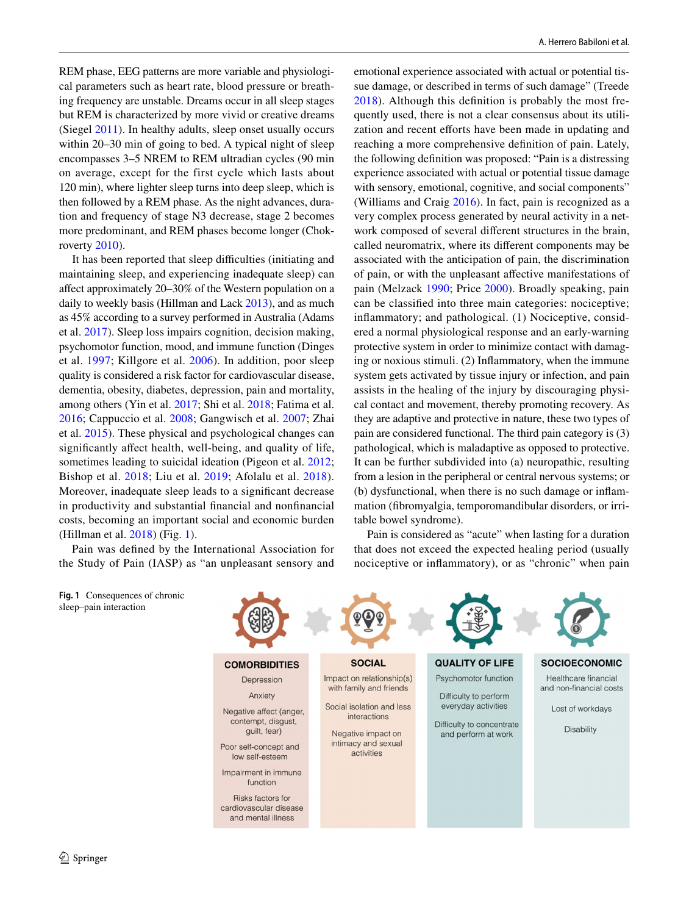REM phase, EEG patterns are more variable and physiological parameters such as heart rate, blood pressure or breathing frequency are unstable. Dreams occur in all sleep stages but REM is characterized by more vivid or creative dreams (Siegel 2011). In healthy adults, sleep onset usually occurs within 20–30 min of going to bed. A typical night of sleep encompasses 3–5 NREM to REM ultradian cycles (90 min on average, except for the first cycle which lasts about 120 min), where lighter sleep turns into deep sleep, which is then followed by a REM phase. As the night advances, duration and frequency of stage N3 decrease, stage 2 becomes more predominant, and REM phases become longer (Chokroverty 2010).

It has been reported that sleep difficulties (initiating and maintaining sleep, and experiencing inadequate sleep) can affect approximately 20–30% of the Western population on a daily to weekly basis (Hillman and Lack 2013), and as much as 45% according to a survey performed in Australia (Adams et al. 2017). Sleep loss impairs cognition, decision making, psychomotor function, mood, and immune function (Dinges et al. 1997; Killgore et al. 2006). In addition, poor sleep quality is considered a risk factor for cardiovascular disease, dementia, obesity, diabetes, depression, pain and mortality, among others (Yin et al. 2017; Shi et al. 2018; Fatima et al. 2016; Cappuccio et al. 2008; Gangwisch et al. 2007; Zhai et al. 2015). These physical and psychological changes can significantly affect health, well-being, and quality of life, sometimes leading to suicidal ideation (Pigeon et al. 2012; Bishop et al. 2018; Liu et al. 2019; Afolalu et al. 2018). Moreover, inadequate sleep leads to a significant decrease in productivity and substantial financial and nonfinancial costs, becoming an important social and economic burden (Hillman et al. 2018) (Fig. 1).

Pain was defined by the International Association for the Study of Pain (IASP) as "an unpleasant sensory and emotional experience associated with actual or potential tissue damage, or described in terms of such damage" (Treede 2018). Although this definition is probably the most frequently used, there is not a clear consensus about its utilization and recent efforts have been made in updating and reaching a more comprehensive definition of pain. Lately, the following definition was proposed: "Pain is a distressing experience associated with actual or potential tissue damage with sensory, emotional, cognitive, and social components" (Williams and Craig 2016). In fact, pain is recognized as a very complex process generated by neural activity in a network composed of several different structures in the brain, called neuromatrix, where its different components may be associated with the anticipation of pain, the discrimination of pain, or with the unpleasant affective manifestations of pain (Melzack 1990; Price 2000). Broadly speaking, pain can be classified into three main categories: nociceptive; inflammatory; and pathological. (1) Nociceptive, considered a normal physiological response and an early-warning protective system in order to minimize contact with damaging or noxious stimuli. (2) Inflammatory, when the immune system gets activated by tissue injury or infection, and pain assists in the healing of the injury by discouraging physical contact and movement, thereby promoting recovery. As they are adaptive and protective in nature, these two types of pain are considered functional. The third pain category is (3) pathological, which is maladaptive as opposed to protective. It can be further subdivided into (a) neuropathic, resulting from a lesion in the peripheral or central nervous systems; or (b) dysfunctional, when there is no such damage or inflammation (fibromyalgia, temporomandibular disorders, or irritable bowel syndrome).

Pain is considered as "acute" when lasting for a duration that does not exceed the expected healing period (usually nociceptive or inflammatory), or as "chronic" when pain

**Fig. 1** Consequences of chronic sleep–pain interaction

| COMORBIDITIES | SOCIAL | QUALITY OF LIFE | SOCIOECONOMIC |
|---|---|---|---|
| Depression | Impact on relationship(s) with family and friends | Psychomotor function | Healthcare financial and non-financial costs |
| Anxiety | Social isolation and less interactions | Difficulty to perform everyday activities | Lost of workdays |
| Negative affect (anger, contempt, disgust, guilt, fear) | Negative impact on intimacy and sexual activities | Difficulty to concentrate and perform at work | Disability |
| Poor self-concept and low self-esteem | | | |
| Impairment in immune function | | | |
| Risks factors for cardiovascular disease and mental illness | | | |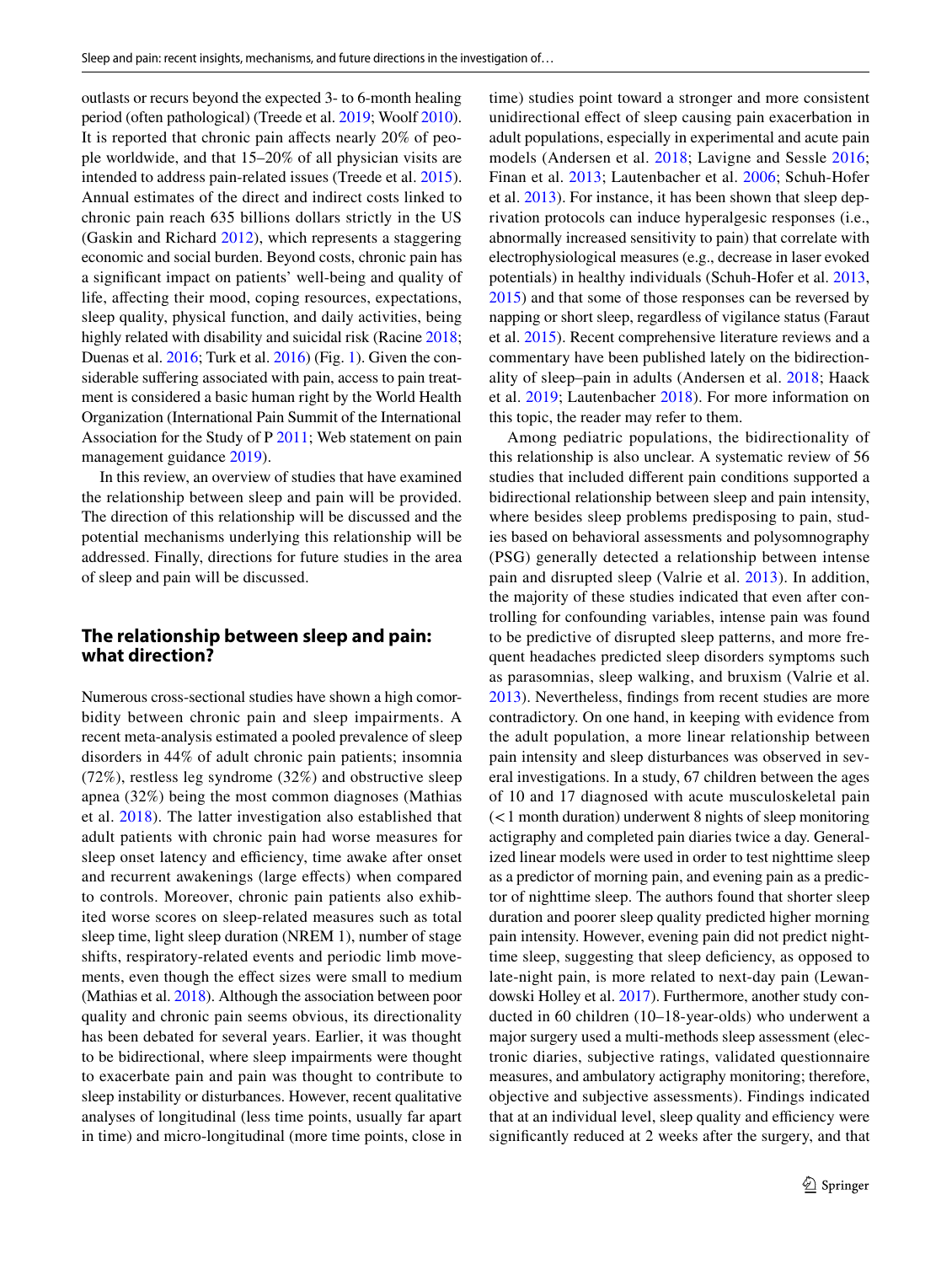outlasts or recurs beyond the expected 3- to 6-month healing period (often pathological) (Treede et al. 2019; Woolf 2010). It is reported that chronic pain affects nearly 20% of people worldwide, and that 15–20% of all physician visits are intended to address pain-related issues (Treede et al. 2015). Annual estimates of the direct and indirect costs linked to chronic pain reach 635 billions dollars strictly in the US (Gaskin and Richard 2012), which represents a staggering economic and social burden. Beyond costs, chronic pain has a significant impact on patients' well-being and quality of life, affecting their mood, coping resources, expectations, sleep quality, physical function, and daily activities, being highly related with disability and suicidal risk (Racine 2018; Duenas et al. 2016; Turk et al. 2016) (Fig. 1). Given the considerable suffering associated with pain, access to pain treatment is considered a basic human right by the World Health Organization (International Pain Summit of the International Association for the Study of P 2011; Web statement on pain management guidance 2019).

In this review, an overview of studies that have examined the relationship between sleep and pain will be provided. The direction of this relationship will be discussed and the potential mechanisms underlying this relationship will be addressed. Finally, directions for future studies in the area of sleep and pain will be discussed.

## The relationship between sleep and pain: what direction?

Numerous cross-sectional studies have shown a high comorbidity between chronic pain and sleep impairments. A recent meta-analysis estimated a pooled prevalence of sleep disorders in 44% of adult chronic pain patients; insomnia (72%), restless leg syndrome (32%) and obstructive sleep apnea (32%) being the most common diagnoses (Mathias et al. 2018). The latter investigation also established that adult patients with chronic pain had worse measures for sleep onset latency and efficiency, time awake after onset and recurrent awakenings (large effects) when compared to controls. Moreover, chronic pain patients also exhibited worse scores on sleep-related measures such as total sleep time, light sleep duration (NREM 1), number of stage shifts, respiratory-related events and periodic limb movements, even though the effect sizes were small to medium (Mathias et al. 2018). Although the association between poor quality and chronic pain seems obvious, its directionality has been debated for several years. Earlier, it was thought to be bidirectional, where sleep impairments were thought to exacerbate pain and pain was thought to contribute to sleep instability or disturbances. However, recent qualitative analyses of longitudinal (less time points, usually far apart in time) and micro-longitudinal (more time points, close in time) studies point toward a stronger and more consistent unidirectional effect of sleep causing pain exacerbation in adult populations, especially in experimental and acute pain models (Andersen et al. 2018; Lavigne and Sessle 2016; Finan et al. 2013; Lautenbacher et al. 2006; Schuh-Hofer et al. 2013). For instance, it has been shown that sleep deprivation protocols can induce hyperalgesic responses (i.e., abnormally increased sensitivity to pain) that correlate with electrophysiological measures (e.g., decrease in laser evoked potentials) in healthy individuals (Schuh-Hofer et al. 2013, 2015) and that some of those responses can be reversed by napping or short sleep, regardless of vigilance status (Faraut et al. 2015). Recent comprehensive literature reviews and a commentary have been published lately on the bidirectionality of sleep–pain in adults (Andersen et al. 2018; Haack et al. 2019; Lautenbacher 2018). For more information on this topic, the reader may refer to them.

Among pediatric populations, the bidirectionality of this relationship is also unclear. A systematic review of 56 studies that included different pain conditions supported a bidirectional relationship between sleep and pain intensity, where besides sleep problems predisposing to pain, studies based on behavioral assessments and polysomnography (PSG) generally detected a relationship between intense pain and disrupted sleep (Valrie et al. 2013). In addition, the majority of these studies indicated that even after controlling for confounding variables, intense pain was found to be predictive of disrupted sleep patterns, and more frequent headaches predicted sleep disorders symptoms such as parasomnias, sleep walking, and bruxism (Valrie et al. 2013). Nevertheless, findings from recent studies are more contradictory. On one hand, in keeping with evidence from the adult population, a more linear relationship between pain intensity and sleep disturbances was observed in several investigations. In a study, 67 children between the ages of 10 and 17 diagnosed with acute musculoskeletal pain (< 1 month duration) underwent 8 nights of sleep monitoring actigraphy and completed pain diaries twice a day. Generalized linear models were used in order to test nighttime sleep as a predictor of morning pain, and evening pain as a predictor of nighttime sleep. The authors found that shorter sleep duration and poorer sleep quality predicted higher morning pain intensity. However, evening pain did not predict nighttime sleep, suggesting that sleep deficiency, as opposed to late-night pain, is more related to next-day pain (Lewandowski Holley et al. 2017). Furthermore, another study conducted in 60 children (10–18-year-olds) who underwent a major surgery used a multi-methods sleep assessment (electronic diaries, subjective ratings, validated questionnaire measures, and ambulatory actigraphy monitoring; therefore, objective and subjective assessments). Findings indicated that at an individual level, sleep quality and efficiency were significantly reduced at 2 weeks after the surgery, and that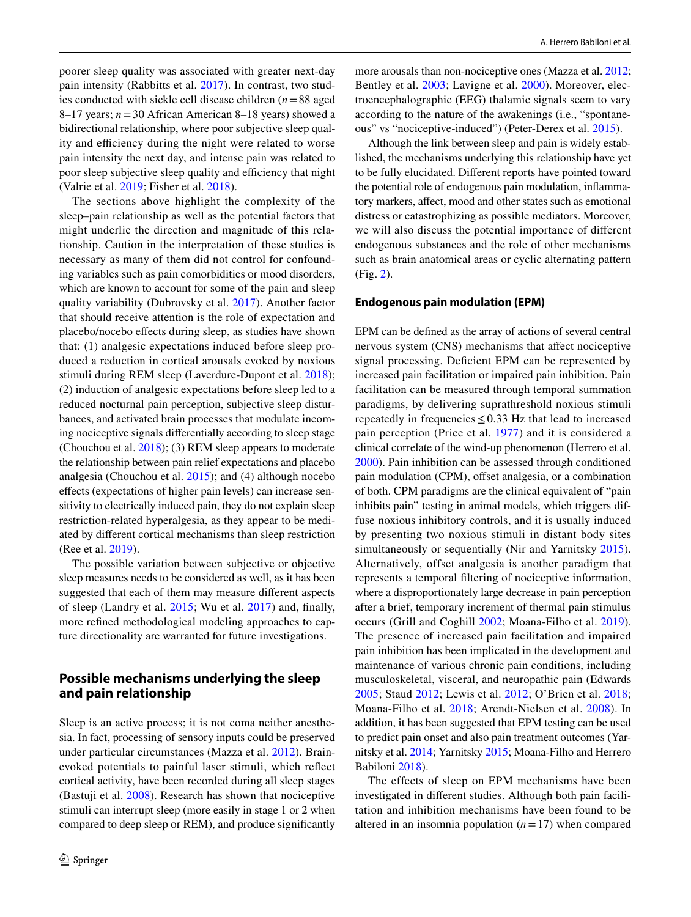poorer sleep quality was associated with greater next-day pain intensity (Rabbitts et al. 2017). In contrast, two studies conducted with sickle cell disease children ($n=88$ aged 8–17 years; $n=30$ African American 8–18 years) showed a bidirectional relationship, where poor subjective sleep quality and efficiency during the night were related to worse pain intensity the next day, and intense pain was related to poor sleep subjective sleep quality and efficiency that night (Valrie et al. 2019; Fisher et al. 2018).

The sections above highlight the complexity of the sleep–pain relationship as well as the potential factors that might underlie the direction and magnitude of this relationship. Caution in the interpretation of these studies is necessary as many of them did not control for confounding variables such as pain comorbidities or mood disorders, which are known to account for some of the pain and sleep quality variability (Dubrovsky et al. 2017). Another factor that should receive attention is the role of expectation and placebo/nocebo effects during sleep, as studies have shown that: (1) analgesic expectations induced before sleep produced a reduction in cortical arousals evoked by noxious stimuli during REM sleep (Laverdure-Dupont et al. 2018); (2) induction of analgesic expectations before sleep led to a reduced nocturnal pain perception, subjective sleep disturbances, and activated brain processes that modulate incoming nociceptive signals differentially according to sleep stage (Chouchou et al. 2018); (3) REM sleep appears to moderate the relationship between pain relief expectations and placebo analgesia (Chouchou et al. 2015); and (4) although nocebo effects (expectations of higher pain levels) can increase sensitivity to electrically induced pain, they do not explain sleep restriction-related hyperalgesia, as they appear to be mediated by different cortical mechanisms than sleep restriction (Ree et al. 2019).

The possible variation between subjective or objective sleep measures needs to be considered as well, as it has been suggested that each of them may measure different aspects of sleep (Landry et al. 2015; Wu et al. 2017) and, finally, more refined methodological modeling approaches to capture directionality are warranted for future investigations.

## Possible mechanisms underlying the sleep and pain relationship

Sleep is an active process; it is not coma neither anesthesia. In fact, processing of sensory inputs could be preserved under particular circumstances (Mazza et al. 2012). Brain-evoked potentials to painful laser stimuli, which reflect cortical activity, have been recorded during all sleep stages (Bastuji et al. 2008). Research has shown that nociceptive stimuli can interrupt sleep (more easily in stage 1 or 2 when compared to deep sleep or REM), and produce significantly more arousals than non-nociceptive ones (Mazza et al. 2012; Bentley et al. 2003; Lavigne et al. 2000). Moreover, electroencephalographic (EEG) thalamic signals seem to vary according to the nature of the awakenings (i.e., "spontaneous" vs "nociceptive-induced") (Peter-Derex et al. 2015).

Although the link between sleep and pain is widely established, the mechanisms underlying this relationship have yet to be fully elucidated. Different reports have pointed toward the potential role of endogenous pain modulation, inflammatory markers, affect, mood and other states such as emotional distress or catastrophizing as possible mediators. Moreover, we will also discuss the potential importance of different endogenous substances and the role of other mechanisms such as brain anatomical areas or cyclic alternating pattern (Fig. 2).

### Endogenous pain modulation (EPM)

EPM can be defined as the array of actions of several central nervous system (CNS) mechanisms that affect nociceptive signal processing. Deficient EPM can be represented by increased pain facilitation or impaired pain inhibition. Pain facilitation can be measured through temporal summation paradigms, by delivering suprathreshold noxious stimuli repeatedly in frequencies $\leq 0.33$ Hz that lead to increased pain perception (Price et al. 1977) and it is considered a clinical correlate of the wind-up phenomenon (Herrero et al. 2000). Pain inhibition can be assessed through conditioned pain modulation (CPM), offset analgesia, or a combination of both. CPM paradigms are the clinical equivalent of "pain inhibits pain" testing in animal models, which triggers diffuse noxious inhibitory controls, and it is usually induced by presenting two noxious stimuli in distant body sites simultaneously or sequentially (Nir and Yarnitsky 2015). Alternatively, offset analgesia is another paradigm that represents a temporal filtering of nociceptive information, where a disproportionately large decrease in pain perception after a brief, temporary increment of thermal pain stimulus occurs (Grill and Coghill 2002; Moana-Filho et al. 2019). The presence of increased pain facilitation and impaired pain inhibition has been implicated in the development and maintenance of various chronic pain conditions, including musculoskeletal, visceral, and neuropathic pain (Edwards 2005; Staud 2012; Lewis et al. 2012; O'Brien et al. 2018; Moana-Filho et al. 2018; Arendt-Nielsen et al. 2008). In addition, it has been suggested that EPM testing can be used to predict pain onset and also pain treatment outcomes (Yarnitsky et al. 2014; Yarnitsky 2015; Moana-Filho and Herrero Babiloni 2018).

The effects of sleep on EPM mechanisms have been investigated in different studies. Although both pain facilitation and inhibition mechanisms have been found to be altered in an insomnia population ($n=17$) when compared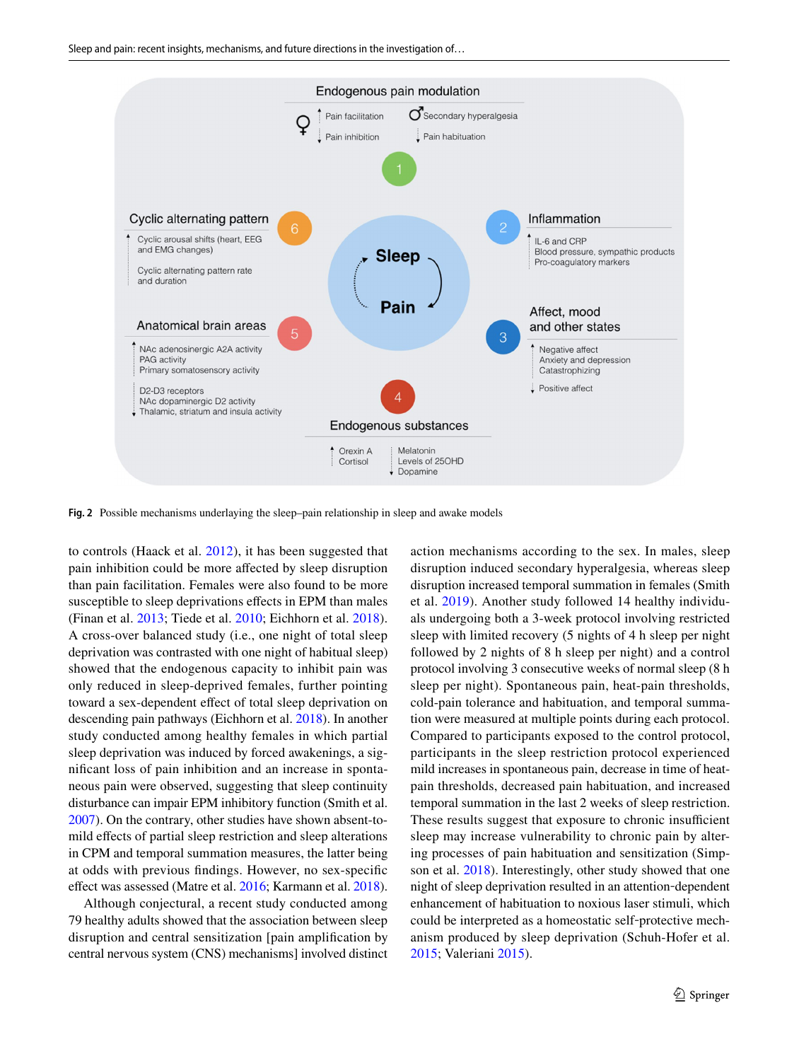Fig. 2 Possible mechanisms underlaying the sleep–pain relationship in sleep and awake models

to controls (Haack et al. 2012), it has been suggested that pain inhibition could be more affected by sleep disruption than pain facilitation. Females were also found to be more susceptible to sleep deprivations effects in EPM than males (Finan et al. 2013; Tiede et al. 2010; Eichhorn et al. 2018). A cross-over balanced study (i.e., one night of total sleep deprivation was contrasted with one night of habitual sleep) showed that the endogenous capacity to inhibit pain was only reduced in sleep-deprived females, further pointing toward a sex-dependent effect of total sleep deprivation on descending pain pathways (Eichhorn et al. 2018). In another study conducted among healthy females in which partial sleep deprivation was induced by forced awakenings, a significant loss of pain inhibition and an increase in spontaneous pain were observed, suggesting that sleep continuity disturbance can impair EPM inhibitory function (Smith et al. 2007). On the contrary, other studies have shown absent-to-mild effects of partial sleep restriction and sleep alterations in CPM and temporal summation measures, the latter being at odds with previous findings. However, no sex-specific effect was assessed (Matre et al. 2016; Karmann et al. 2018).

Although conjectural, a recent study conducted among 79 healthy adults showed that the association between sleep disruption and central sensitization [pain amplification by central nervous system (CNS) mechanisms] involved distinct action mechanisms according to the sex. In males, sleep disruption induced secondary hyperalgesia, whereas sleep disruption increased temporal summation in females (Smith et al. 2019). Another study followed 14 healthy individuals undergoing both a 3-week protocol involving restricted sleep with limited recovery (5 nights of 4 h sleep per night followed by 2 nights of 8 h sleep per night) and a control protocol involving 3 consecutive weeks of normal sleep (8 h sleep per night). Spontaneous pain, heat-pain thresholds, cold-pain tolerance and habituation, and temporal summation were measured at multiple points during each protocol. Compared to participants exposed to the control protocol, participants in the sleep restriction protocol experienced mild increases in spontaneous pain, decrease in time of heat-pain thresholds, decreased pain habituation, and increased temporal summation in the last 2 weeks of sleep restriction. These results suggest that exposure to chronic insufficient sleep may increase vulnerability to chronic pain by altering processes of pain habituation and sensitization (Simpson et al. 2018). Interestingly, other study showed that one night of sleep deprivation resulted in an attention-dependent enhancement of habituation to noxious laser stimuli, which could be interpreted as a homeostatic self-protective mechanism produced by sleep deprivation (Schuh-Hofer et al. 2015; Valeriani 2015).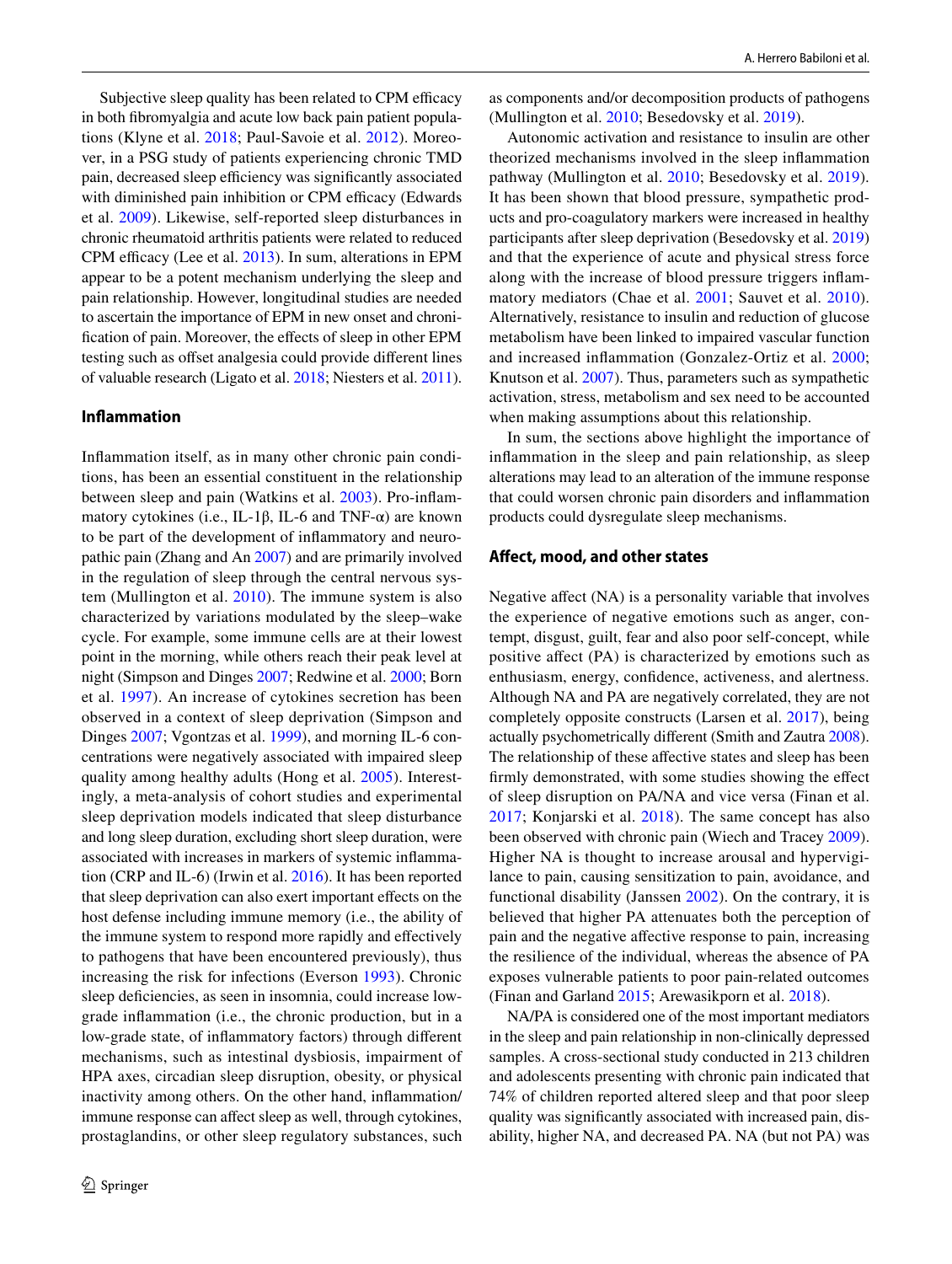Subjective sleep quality has been related to CPM efficacy in both fibromyalgia and acute low back pain patient populations (Klyne et al. 2018; Paul-Savoie et al. 2012). Moreover, in a PSG study of patients experiencing chronic TMD pain, decreased sleep efficiency was significantly associated with diminished pain inhibition or CPM efficacy (Edwards et al. 2009). Likewise, self-reported sleep disturbances in chronic rheumatoid arthritis patients were related to reduced CPM efficacy (Lee et al. 2013). In sum, alterations in EPM appear to be a potent mechanism underlying the sleep and pain relationship. However, longitudinal studies are needed to ascertain the importance of EPM in new onset and chronification of pain. Moreover, the effects of sleep in other EPM testing such as offset analgesia could provide different lines of valuable research (Ligato et al. 2018; Niesters et al. 2011).

### Inflammation

Inflammation itself, as in many other chronic pain conditions, has been an essential constituent in the relationship between sleep and pain (Watkins et al. 2003). Pro-inflammatory cytokines (i.e., IL-1β, IL-6 and TNF-α) are known to be part of the development of inflammatory and neuropathic pain (Zhang and An 2007) and are primarily involved in the regulation of sleep through the central nervous system (Mullington et al. 2010). The immune system is also characterized by variations modulated by the sleep–wake cycle. For example, some immune cells are at their lowest point in the morning, while others reach their peak level at night (Simpson and Dinges 2007; Redwine et al. 2000; Born et al. 1997). An increase of cytokines secretion has been observed in a context of sleep deprivation (Simpson and Dinges 2007; Vgontzas et al. 1999), and morning IL-6 concentrations were negatively associated with impaired sleep quality among healthy adults (Hong et al. 2005). Interestingly, a meta-analysis of cohort studies and experimental sleep deprivation models indicated that sleep disturbance and long sleep duration, excluding short sleep duration, were associated with increases in markers of systemic inflammation (CRP and IL-6) (Irwin et al. 2016). It has been reported that sleep deprivation can also exert important effects on the host defense including immune memory (i.e., the ability of the immune system to respond more rapidly and effectively to pathogens that have been encountered previously), thus increasing the risk for infections (Everson 1993). Chronic sleep deficiencies, as seen in insomnia, could increase low-grade inflammation (i.e., the chronic production, but in a low-grade state, of inflammatory factors) through different mechanisms, such as intestinal dysbiosis, impairment of HPA axes, circadian sleep disruption, obesity, or physical inactivity among others. On the other hand, inflammation/immune response can affect sleep as well, through cytokines, prostaglandins, or other sleep regulatory substances, such as components and/or decomposition products of pathogens (Mullington et al. 2010; Besedovsky et al. 2019).

Autonomic activation and resistance to insulin are other theorized mechanisms involved in the sleep inflammation pathway (Mullington et al. 2010; Besedovsky et al. 2019). It has been shown that blood pressure, sympathetic products and pro-coagulatory markers were increased in healthy participants after sleep deprivation (Besedovsky et al. 2019) and that the experience of acute and physical stress force along with the increase of blood pressure triggers inflammatory mediators (Chae et al. 2001; Sauvet et al. 2010). Alternatively, resistance to insulin and reduction of glucose metabolism have been linked to impaired vascular function and increased inflammation (Gonzalez-Ortiz et al. 2000; Knutson et al. 2007). Thus, parameters such as sympathetic activation, stress, metabolism and sex need to be accounted when making assumptions about this relationship.

In sum, the sections above highlight the importance of inflammation in the sleep and pain relationship, as sleep alterations may lead to an alteration of the immune response that could worsen chronic pain disorders and inflammation products could dysregulate sleep mechanisms.

### Affect, mood, and other states

Negative affect (NA) is a personality variable that involves the experience of negative emotions such as anger, contempt, disgust, guilt, fear and also poor self-concept, while positive affect (PA) is characterized by emotions such as enthusiasm, energy, confidence, activeness, and alertness. Although NA and PA are negatively correlated, they are not completely opposite constructs (Larsen et al. 2017), being actually psychometrically different (Smith and Zautra 2008). The relationship of these affective states and sleep has been firmly demonstrated, with some studies showing the effect of sleep disruption on PA/NA and vice versa (Finan et al. 2017; Konjarski et al. 2018). The same concept has also been observed with chronic pain (Wiech and Tracey 2009). Higher NA is thought to increase arousal and hypervigilance to pain, causing sensitization to pain, avoidance, and functional disability (Janssen 2002). On the contrary, it is believed that higher PA attenuates both the perception of pain and the negative affective response to pain, increasing the resilience of the individual, whereas the absence of PA exposes vulnerable patients to poor pain-related outcomes (Finan and Garland 2015; Arewasikporn et al. 2018).

NA/PA is considered one of the most important mediators in the sleep and pain relationship in non-clinically depressed samples. A cross-sectional study conducted in 213 children and adolescents presenting with chronic pain indicated that 74% of children reported altered sleep and that poor sleep quality was significantly associated with increased pain, disability, higher NA, and decreased PA. NA (but not PA) was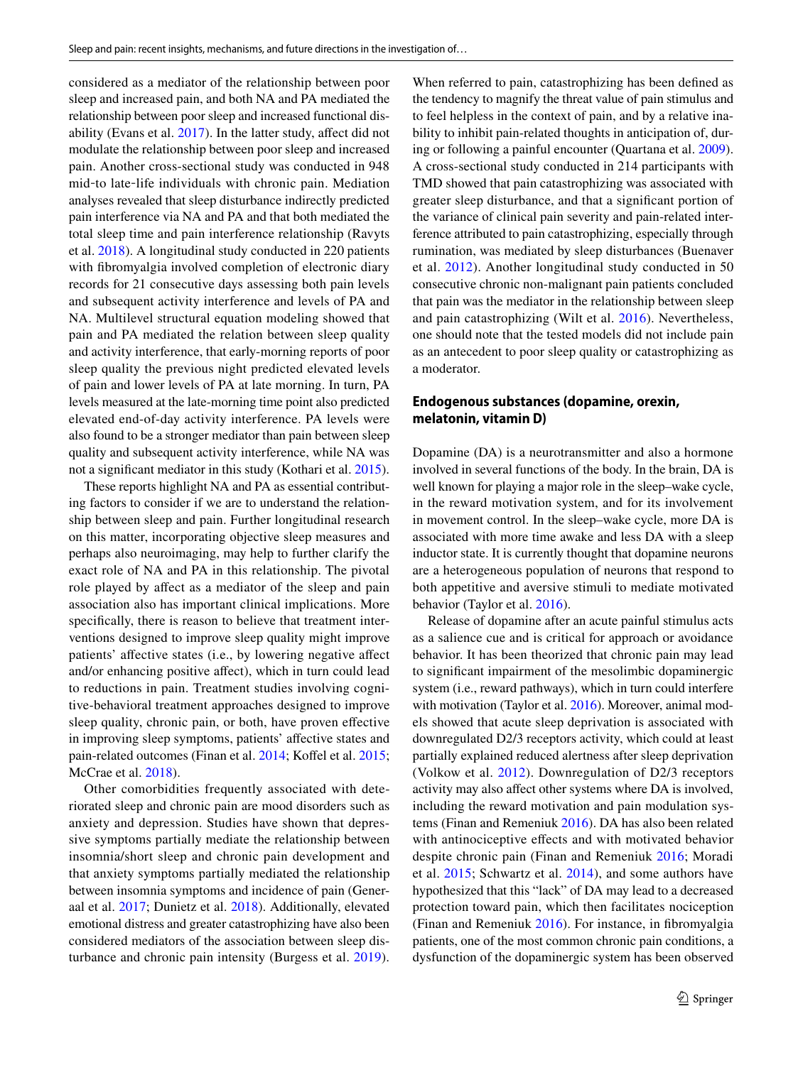considered as a mediator of the relationship between poor sleep and increased pain, and both NA and PA mediated the relationship between poor sleep and increased functional disability (Evans et al. 2017). In the latter study, affect did not modulate the relationship between poor sleep and increased pain. Another cross-sectional study was conducted in 948 mid-to late-life individuals with chronic pain. Mediation analyses revealed that sleep disturbance indirectly predicted pain interference via NA and PA and that both mediated the total sleep time and pain interference relationship (Ravyts et al. 2018). A longitudinal study conducted in 220 patients with fibromyalgia involved completion of electronic diary records for 21 consecutive days assessing both pain levels and subsequent activity interference and levels of PA and NA. Multilevel structural equation modeling showed that pain and PA mediated the relation between sleep quality and activity interference, that early-morning reports of poor sleep quality the previous night predicted elevated levels of pain and lower levels of PA at late morning. In turn, PA levels measured at the late-morning time point also predicted elevated end-of-day activity interference. PA levels were also found to be a stronger mediator than pain between sleep quality and subsequent activity interference, while NA was not a significant mediator in this study (Kothari et al. 2015).

These reports highlight NA and PA as essential contributing factors to consider if we are to understand the relationship between sleep and pain. Further longitudinal research on this matter, incorporating objective sleep measures and perhaps also neuroimaging, may help to further clarify the exact role of NA and PA in this relationship. The pivotal role played by affect as a mediator of the sleep and pain association also has important clinical implications. More specifically, there is reason to believe that treatment interventions designed to improve sleep quality might improve patients' affective states (i.e., by lowering negative affect and/or enhancing positive affect), which in turn could lead to reductions in pain. Treatment studies involving cognitive-behavioral treatment approaches designed to improve sleep quality, chronic pain, or both, have proven effective in improving sleep symptoms, patients' affective states and pain-related outcomes (Finan et al. 2014; Koffel et al. 2015; McCrae et al. 2018).

Other comorbidities frequently associated with deteriorated sleep and chronic pain are mood disorders such as anxiety and depression. Studies have shown that depressive symptoms partially mediate the relationship between insomnia/short sleep and chronic pain development and that anxiety symptoms partially mediated the relationship between insomnia symptoms and incidence of pain (Generaal et al. 2017; Dunietz et al. 2018). Additionally, elevated emotional distress and greater catastrophizing have also been considered mediators of the association between sleep disturbance and chronic pain intensity (Burgess et al. 2019). When referred to pain, catastrophizing has been defined as the tendency to magnify the threat value of pain stimulus and to feel helpless in the context of pain, and by a relative inability to inhibit pain-related thoughts in anticipation of, during or following a painful encounter (Quartana et al. 2009). A cross-sectional study conducted in 214 participants with TMD showed that pain catastrophizing was associated with greater sleep disturbance, and that a significant portion of the variance of clinical pain severity and pain-related interference attributed to pain catastrophizing, especially through rumination, was mediated by sleep disturbances (Buenaver et al. 2012). Another longitudinal study conducted in 50 consecutive chronic non-malignant pain patients concluded that pain was the mediator in the relationship between sleep and pain catastrophizing (Wilt et al. 2016). Nevertheless, one should note that the tested models did not include pain as an antecedent to poor sleep quality or catastrophizing as a moderator.

### Endogenous substances (dopamine, orexin, melatonin, vitamin D)

Dopamine (DA) is a neurotransmitter and also a hormone involved in several functions of the body. In the brain, DA is well known for playing a major role in the sleep–wake cycle, in the reward motivation system, and for its involvement in movement control. In the sleep–wake cycle, more DA is associated with more time awake and less DA with a sleep inductor state. It is currently thought that dopamine neurons are a heterogeneous population of neurons that respond to both appetitive and aversive stimuli to mediate motivated behavior (Taylor et al. 2016).

Release of dopamine after an acute painful stimulus acts as a salience cue and is critical for approach or avoidance behavior. It has been theorized that chronic pain may lead to significant impairment of the mesolimbic dopaminergic system (i.e., reward pathways), which in turn could interfere with motivation (Taylor et al. 2016). Moreover, animal models showed that acute sleep deprivation is associated with downregulated D2/3 receptors activity, which could at least partially explained reduced alertness after sleep deprivation (Volkow et al. 2012). Downregulation of D2/3 receptors activity may also affect other systems where DA is involved, including the reward motivation and pain modulation systems (Finan and Remeniuk 2016). DA has also been related with antinociceptive effects and with motivated behavior despite chronic pain (Finan and Remeniuk 2016; Moradi et al. 2015; Schwartz et al. 2014), and some authors have hypothesized that this "lack" of DA may lead to a decreased protection toward pain, which then facilitates nociception (Finan and Remeniuk 2016). For instance, in fibromyalgia patients, one of the most common chronic pain conditions, a dysfunction of the dopaminergic system has been observed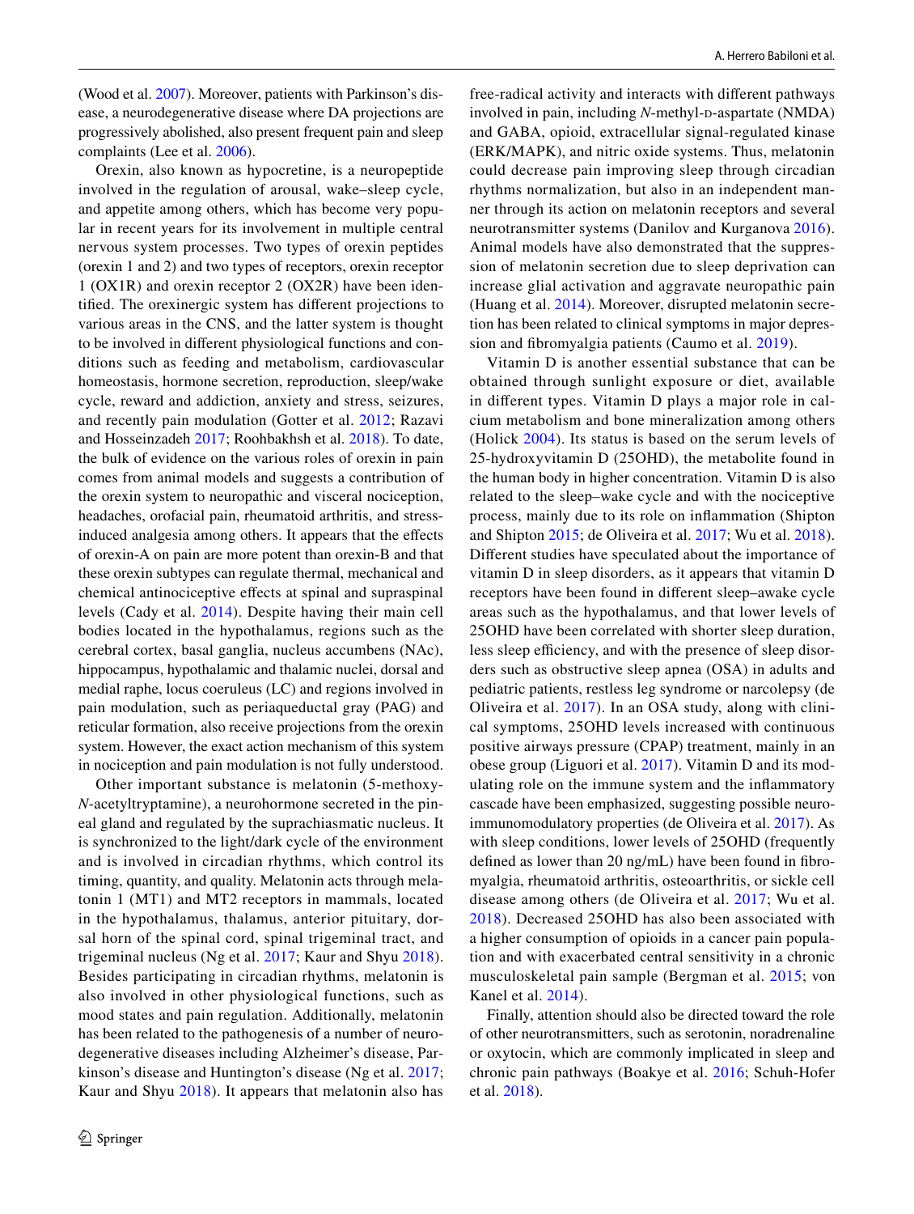(Wood et al. 2007). Moreover, patients with Parkinson's disease, a neurodegenerative disease where DA projections are progressively abolished, also present frequent pain and sleep complaints (Lee et al. 2006).

Orexin, also known as hypocretine, is a neuropeptide involved in the regulation of arousal, wake–sleep cycle, and appetite among others, which has become very popular in recent years for its involvement in multiple central nervous system processes. Two types of orexin peptides (orexin 1 and 2) and two types of receptors, orexin receptor 1 (OX1R) and orexin receptor 2 (OX2R) have been identified. The orexinergic system has different projections to various areas in the CNS, and the latter system is thought to be involved in different physiological functions and conditions such as feeding and metabolism, cardiovascular homeostasis, hormone secretion, reproduction, sleep/wake cycle, reward and addiction, anxiety and stress, seizures, and recently pain modulation (Gotter et al. 2012; Razavi and Hosseinzadeh 2017; Roohbakhsh et al. 2018). To date, the bulk of evidence on the various roles of orexin in pain comes from animal models and suggests a contribution of the orexin system to neuropathic and visceral nociception, headaches, orofacial pain, rheumatoid arthritis, and stress-induced analgesia among others. It appears that the effects of orexin-A on pain are more potent than orexin-B and that these orexin subtypes can regulate thermal, mechanical and chemical antinociceptive effects at spinal and supraspinal levels (Cady et al. 2014). Despite having their main cell bodies located in the hypothalamus, regions such as the cerebral cortex, basal ganglia, nucleus accumbens (NAc), hippocampus, hypothalamic and thalamic nuclei, dorsal and medial raphe, locus coeruleus (LC) and regions involved in pain modulation, such as periaqueductal gray (PAG) and reticular formation, also receive projections from the orexin system. However, the exact action mechanism of this system in nociception and pain modulation is not fully understood.

Other important substance is melatonin (5-methoxy-*N*-acetyltryptamine), a neurohormone secreted in the pineal gland and regulated by the suprachiasmatic nucleus. It is synchronized to the light/dark cycle of the environment and is involved in circadian rhythms, which control its timing, quantity, and quality. Melatonin acts through melatonin 1 (MT1) and MT2 receptors in mammals, located in the hypothalamus, thalamus, anterior pituitary, dorsal horn of the spinal cord, spinal trigeminal tract, and trigeminal nucleus (Ng et al. 2017; Kaur and Shyu 2018). Besides participating in circadian rhythms, melatonin is also involved in other physiological functions, such as mood states and pain regulation. Additionally, melatonin has been related to the pathogenesis of a number of neurodegenerative diseases including Alzheimer's disease, Parkinson's disease and Huntington's disease (Ng et al. 2017; Kaur and Shyu 2018). It appears that melatonin also has free-radical activity and interacts with different pathways involved in pain, including *N*-methyl-D-aspartate (NMDA) and GABA, opioid, extracellular signal-regulated kinase (ERK/MAPK), and nitric oxide systems. Thus, melatonin could decrease pain improving sleep through circadian rhythms normalization, but also in an independent manner through its action on melatonin receptors and several neurotransmitter systems (Danilov and Kurganova 2016). Animal models have also demonstrated that the suppression of melatonin secretion due to sleep deprivation can increase glial activation and aggravate neuropathic pain (Huang et al. 2014). Moreover, disrupted melatonin secretion has been related to clinical symptoms in major depression and fibromyalgia patients (Caumo et al. 2019).

Vitamin D is another essential substance that can be obtained through sunlight exposure or diet, available in different types. Vitamin D plays a major role in calcium metabolism and bone mineralization among others (Holick 2004). Its status is based on the serum levels of 25-hydroxyvitamin D (25OHD), the metabolite found in the human body in higher concentration. Vitamin D is also related to the sleep–wake cycle and with the nociceptive process, mainly due to its role on inflammation (Shipton and Shipton 2015; de Oliveira et al. 2017; Wu et al. 2018). Different studies have speculated about the importance of vitamin D in sleep disorders, as it appears that vitamin D receptors have been found in different sleep–awake cycle areas such as the hypothalamus, and that lower levels of 25OHD have been correlated with shorter sleep duration, less sleep efficiency, and with the presence of sleep disorders such as obstructive sleep apnea (OSA) in adults and pediatric patients, restless leg syndrome or narcolepsy (de Oliveira et al. 2017). In an OSA study, along with clinical symptoms, 25OHD levels increased with continuous positive airways pressure (CPAP) treatment, mainly in an obese group (Liguori et al. 2017). Vitamin D and its modulating role on the immune system and the inflammatory cascade have been emphasized, suggesting possible neuroimmunomodulatory properties (de Oliveira et al. 2017). As with sleep conditions, lower levels of 25OHD (frequently defined as lower than 20 ng/mL) have been found in fibromyalgia, rheumatoid arthritis, osteoarthritis, or sickle cell disease among others (de Oliveira et al. 2017; Wu et al. 2018). Decreased 25OHD has also been associated with a higher consumption of opioids in a cancer pain population and with exacerbated central sensitivity in a chronic musculoskeletal pain sample (Bergman et al. 2015; von Kanel et al. 2014).

Finally, attention should also be directed toward the role of other neurotransmitters, such as serotonin, noradrenaline or oxytocin, which are commonly implicated in sleep and chronic pain pathways (Boakye et al. 2016; Schuh-Hofer et al. 2018).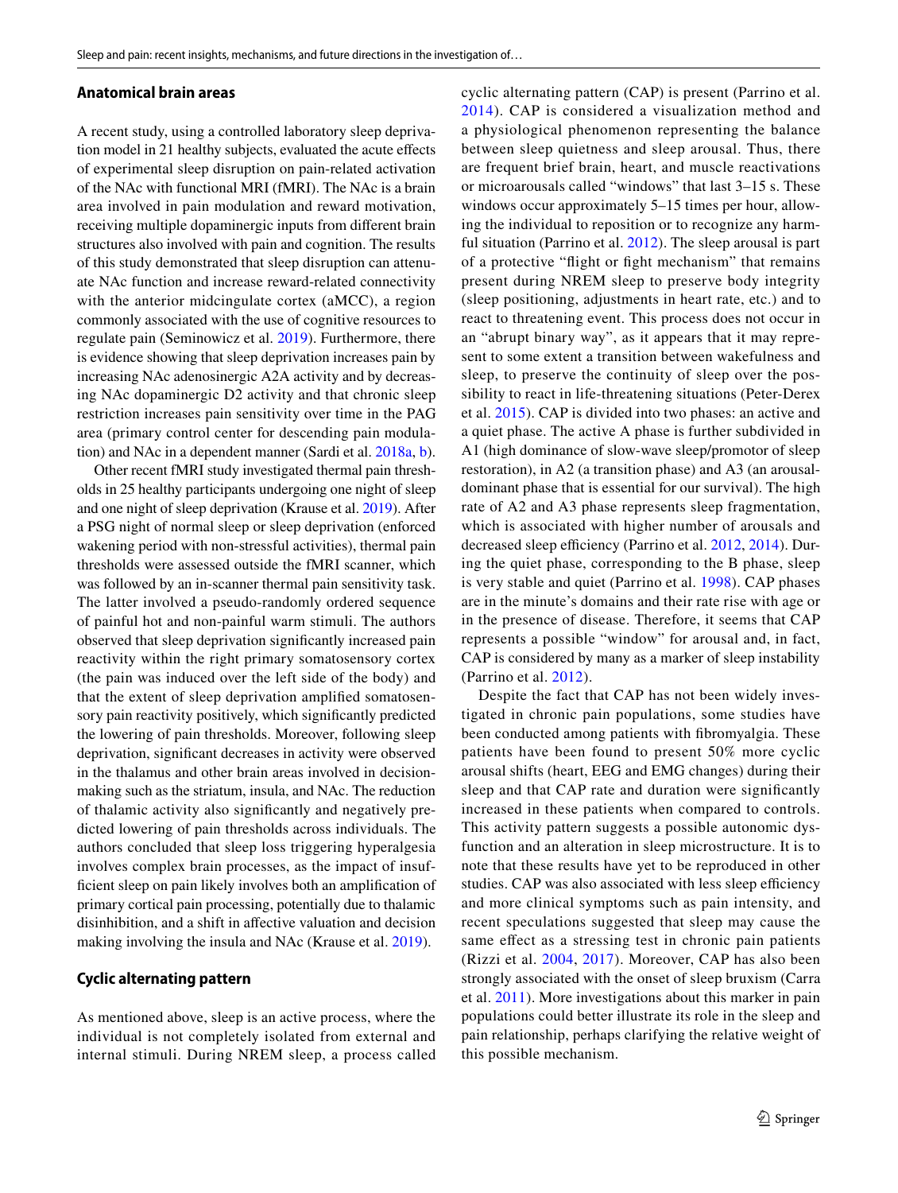### Anatomical brain areas

A recent study, using a controlled laboratory sleep deprivation model in 21 healthy subjects, evaluated the acute effects of experimental sleep disruption on pain-related activation of the NAc with functional MRI (fMRI). The NAc is a brain area involved in pain modulation and reward motivation, receiving multiple dopaminergic inputs from different brain structures also involved with pain and cognition. The results of this study demonstrated that sleep disruption can attenuate NAc function and increase reward-related connectivity with the anterior midcingulate cortex (aMCC), a region commonly associated with the use of cognitive resources to regulate pain (Seminowicz et al. 2019). Furthermore, there is evidence showing that sleep deprivation increases pain by increasing NAc adenosinergic A2A activity and by decreasing NAc dopaminergic D2 activity and that chronic sleep restriction increases pain sensitivity over time in the PAG area (primary control center for descending pain modulation) and NAc in a dependent manner (Sardi et al. 2018a, b).

Other recent fMRI study investigated thermal pain thresholds in 25 healthy participants undergoing one night of sleep and one night of sleep deprivation (Krause et al. 2019). After a PSG night of normal sleep or sleep deprivation (enforced wakening period with non-stressful activities), thermal pain thresholds were assessed outside the fMRI scanner, which was followed by an in-scanner thermal pain sensitivity task. The latter involved a pseudo-randomly ordered sequence of painful hot and non-painful warm stimuli. The authors observed that sleep deprivation significantly increased pain reactivity within the right primary somatosensory cortex (the pain was induced over the left side of the body) and that the extent of sleep deprivation amplified somatosensory pain reactivity positively, which significantly predicted the lowering of pain thresholds. Moreover, following sleep deprivation, significant decreases in activity were observed in the thalamus and other brain areas involved in decision-making such as the striatum, insula, and NAc. The reduction of thalamic activity also significantly and negatively predicted lowering of pain thresholds across individuals. The authors concluded that sleep loss triggering hyperalgesia involves complex brain processes, as the impact of insufficient sleep on pain likely involves both an amplification of primary cortical pain processing, potentially due to thalamic disinhibition, and a shift in affective valuation and decision making involving the insula and NAc (Krause et al. 2019).

### Cyclic alternating pattern

As mentioned above, sleep is an active process, where the individual is not completely isolated from external and internal stimuli. During NREM sleep, a process called cyclic alternating pattern (CAP) is present (Parrino et al. 2014). CAP is considered a visualization method and a physiological phenomenon representing the balance between sleep quietness and sleep arousal. Thus, there are frequent brief brain, heart, and muscle reactivations or microarousals called "windows" that last 3–15 s. These windows occur approximately 5–15 times per hour, allowing the individual to reposition or to recognize any harmful situation (Parrino et al. 2012). The sleep arousal is part of a protective "flight or fight mechanism" that remains present during NREM sleep to preserve body integrity (sleep positioning, adjustments in heart rate, etc.) and to react to threatening event. This process does not occur in an "abrupt binary way", as it appears that it may represent to some extent a transition between wakefulness and sleep, to preserve the continuity of sleep over the possibility to react in life-threatening situations (Peter-Derex et al. 2015). CAP is divided into two phases: an active and a quiet phase. The active A phase is further subdivided in A1 (high dominance of slow-wave sleep/promotor of sleep restoration), in A2 (a transition phase) and A3 (an arousal-dominant phase that is essential for our survival). The high rate of A2 and A3 phase represents sleep fragmentation, which is associated with higher number of arousals and decreased sleep efficiency (Parrino et al. 2012, 2014). During the quiet phase, corresponding to the B phase, sleep is very stable and quiet (Parrino et al. 1998). CAP phases are in the minute's domains and their rate rise with age or in the presence of disease. Therefore, it seems that CAP represents a possible "window" for arousal and, in fact, CAP is considered by many as a marker of sleep instability (Parrino et al. 2012).

Despite the fact that CAP has not been widely investigated in chronic pain populations, some studies have been conducted among patients with fibromyalgia. These patients have been found to present 50% more cyclic arousal shifts (heart, EEG and EMG changes) during their sleep and that CAP rate and duration were significantly increased in these patients when compared to controls. This activity pattern suggests a possible autonomic dysfunction and an alteration in sleep microstructure. It is to note that these results have yet to be reproduced in other studies. CAP was also associated with less sleep efficiency and more clinical symptoms such as pain intensity, and recent speculations suggested that sleep may cause the same effect as a stressing test in chronic pain patients (Rizzi et al. 2004, 2017). Moreover, CAP has also been strongly associated with the onset of sleep bruxism (Carra et al. 2011). More investigations about this marker in pain populations could better illustrate its role in the sleep and pain relationship, perhaps clarifying the relative weight of this possible mechanism.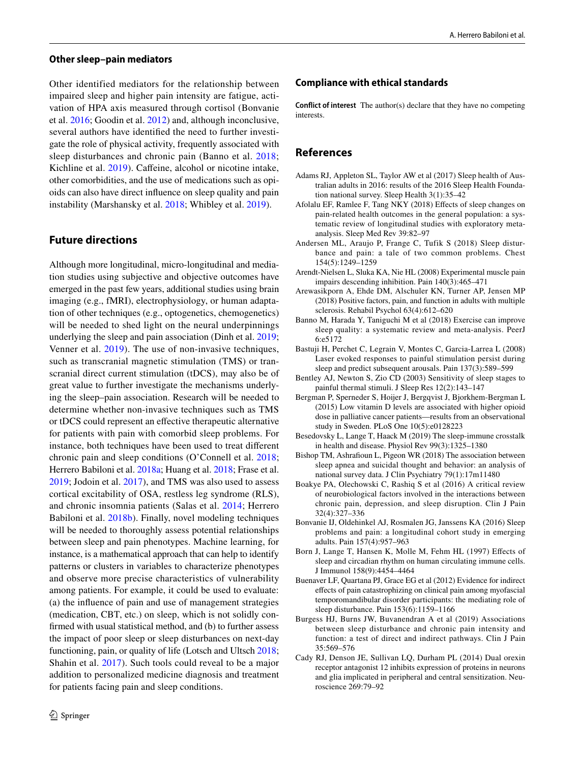### Other sleep–pain mediators

Other identified mediators for the relationship between impaired sleep and higher pain intensity are fatigue, activation of HPA axis measured through cortisol (Bonvanie et al. 2016; Goodin et al. 2012) and, although inconclusive, several authors have identified the need to further investigate the role of physical activity, frequently associated with sleep disturbances and chronic pain (Banno et al. 2018; Kichline et al. 2019). Caffeine, alcohol or nicotine intake, other comorbidities, and the use of medications such as opioids can also have direct influence on sleep quality and pain instability (Marshansky et al. 2018; Whibley et al. 2019).

## Future directions

Although more longitudinal, micro-longitudinal and mediation studies using subjective and objective outcomes have emerged in the past few years, additional studies using brain imaging (e.g., fMRI), electrophysiology, or human adaptation of other techniques (e.g., optogenetics, chemogenetics) will be needed to shed light on the neural underpinnings underlying the sleep and pain association (Dinh et al. 2019; Venner et al. 2019). The use of non-invasive techniques, such as transcranial magnetic stimulation (TMS) or transcranial direct current stimulation (tDCS), may also be of great value to further investigate the mechanisms underlying the sleep–pain association. Research will be needed to determine whether non-invasive techniques such as TMS or tDCS could represent an effective therapeutic alternative for patients with pain with comorbid sleep problems. For instance, both techniques have been used to treat different chronic pain and sleep conditions (O'Connell et al. 2018; Herrero Babiloni et al. 2018a; Huang et al. 2018; Frase et al. 2019; Jodoin et al. 2017), and TMS was also used to assess cortical excitability of OSA, restless leg syndrome (RLS), and chronic insomnia patients (Salas et al. 2014; Herrero Babiloni et al. 2018b). Finally, novel modeling techniques will be needed to thoroughly assess potential relationships between sleep and pain phenotypes. Machine learning, for instance, is a mathematical approach that can help to identify patterns or clusters in variables to characterize phenotypes and observe more precise characteristics of vulnerability among patients. For example, it could be used to evaluate: (a) the influence of pain and use of management strategies (medication, CBT, etc.) on sleep, which is not solidly confirmed with usual statistical method, and (b) to further assess the impact of poor sleep or sleep disturbances on next-day functioning, pain, or quality of life (Lotsch and Ultsch 2018; Shahin et al. 2017). Such tools could reveal to be a major addition to personalized medicine diagnosis and treatment for patients facing pain and sleep conditions.

## Compliance with ethical standards

**Conflict of interest** The author(s) declare that they have no competing interests.

## References

Adams RJ, Appleton SL, Taylor AW et al (2017) Sleep health of Australian adults in 2016: results of the 2016 Sleep Health Foundation national survey. Sleep Health 3(1):35–42

Afolalu EF, Ramlee F, Tang NKY (2018) Effects of sleep changes on pain-related health outcomes in the general population: a systematic review of longitudinal studies with exploratory meta-analysis. Sleep Med Rev 39:82–97

Andersen ML, Araujo P, Frange C, Tufik S (2018) Sleep disturbance and pain: a tale of two common problems. Chest 154(5):1249–1259

Arendt-Nielsen L, Sluka KA, Nie HL (2008) Experimental muscle pain impairs descending inhibition. Pain 140(3):465–471

Arewasikporn A, Ehde DM, Alschuler KN, Turner AP, Jensen MP (2018) Positive factors, pain, and function in adults with multiple sclerosis. Rehabil Psychol 63(4):612–620

Banno M, Harada Y, Taniguchi M et al (2018) Exercise can improve sleep quality: a systematic review and meta-analysis. PeerJ 6:e5172

Bastuji H, Perchet C, Legrain V, Montes C, Garcia-Larrea L (2008) Laser evoked responses to painful stimulation persist during sleep and predict subsequent arousals. Pain 137(3):589–599

Bentley AJ, Newton S, Zio CD (2003) Sensitivity of sleep stages to painful thermal stimuli. J Sleep Res 12(2):143–147

Bergman P, Sperneder S, Hoijer J, Bergqvist J, Bjorkhem-Bergman L (2015) Low vitamin D levels are associated with higher opioid dose in palliative cancer patients—results from an observational study in Sweden. PLoS One 10(5):e0128223

Besedovsky L, Lange T, Haack M (2019) The sleep-immune crosstalk in health and disease. Physiol Rev 99(3):1325–1380

Bishop TM, Ashrafioun L, Pigeon WR (2018) The association between sleep apnea and suicidal thought and behavior: an analysis of national survey data. J Clin Psychiatry 79(1):17m11480

Boakye PA, Olechowski C, Rashiq S et al (2016) A critical review of neurobiological factors involved in the interactions between chronic pain, depression, and sleep disruption. Clin J Pain 32(4):327–336

Bonvanie IJ, Oldehinkel AJ, Rosmalen JG, Janssens KA (2016) Sleep problems and pain: a longitudinal cohort study in emerging adults. Pain 157(4):957–963

Born J, Lange T, Hansen K, Molle M, Fehm HL (1997) Effects of sleep and circadian rhythm on human circulating immune cells. J Immunol 158(9):4454–4464

Buenaver LF, Quartana PJ, Grace EG et al (2012) Evidence for indirect effects of pain catastrophizing on clinical pain among myofascial temporomandibular disorder participants: the mediating role of sleep disturbance. Pain 153(6):1159–1166

Burgess HJ, Burns JW, Buvanendran A et al (2019) Associations between sleep disturbance and chronic pain intensity and function: a test of direct and indirect pathways. Clin J Pain 35:569–576

Cady RJ, Denson JE, Sullivan LQ, Durham PL (2014) Dual orexin receptor antagonist 12 inhibits expression of proteins in neurons and glia implicated in peripheral and central sensitization. Neuroscience 269:79–92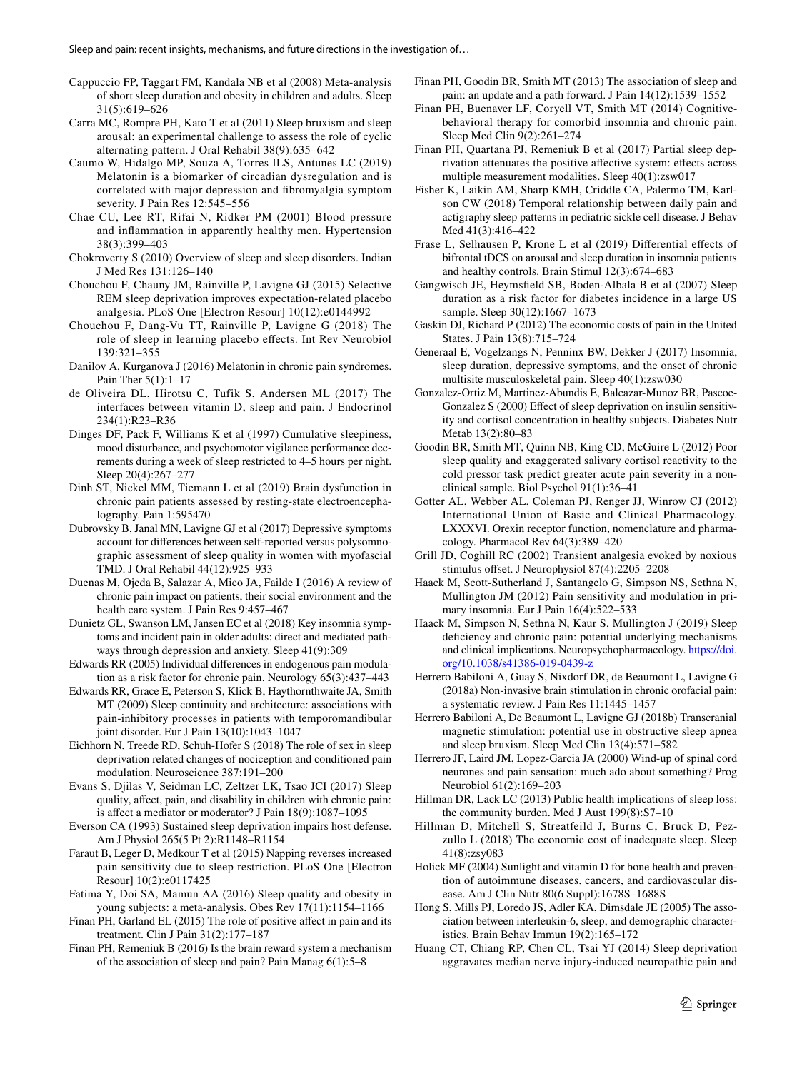Cappuccio FP, Taggart FM, Kandala NB et al (2008) Meta-analysis of short sleep duration and obesity in children and adults. Sleep 31(5):619–626

Carra MC, Rompre PH, Kato T et al (2011) Sleep bruxism and sleep arousal: an experimental challenge to assess the role of cyclic alternating pattern. J Oral Rehabil 38(9):635–642

Caumo W, Hidalgo MP, Souza A, Torres ILS, Antunes LC (2019) Melatonin is a biomarker of circadian dysregulation and is correlated with major depression and fibromyalgia symptom severity. J Pain Res 12:545–556

Chae CU, Lee RT, Rifai N, Ridker PM (2001) Blood pressure and inflammation in apparently healthy men. Hypertension 38(3):399–403

Chokroverty S (2010) Overview of sleep and sleep disorders. Indian J Med Res 131:126–140

Chouchou F, Chauny JM, Rainville P, Lavigne GJ (2015) Selective REM sleep deprivation improves expectation-related placebo analgesia. PLoS One [Electron Resour] 10(12):e0144992

Chouchou F, Dang-Vu TT, Rainville P, Lavigne G (2018) The role of sleep in learning placebo effects. Int Rev Neurobiol 139:321–355

Danilov A, Kurganova J (2016) Melatonin in chronic pain syndromes. Pain Ther 5(1):1–17

de Oliveira DL, Hirotsu C, Tufik S, Andersen ML (2017) The interfaces between vitamin D, sleep and pain. J Endocrinol 234(1):R23–R36

Dinges DF, Pack F, Williams K et al (1997) Cumulative sleepiness, mood disturbance, and psychomotor vigilance performance decrements during a week of sleep restricted to 4–5 hours per night. Sleep 20(4):267–277

Dinh ST, Nickel MM, Tiemann L et al (2019) Brain dysfunction in chronic pain patients assessed by resting-state electroencephalography. Pain 1:595470

Dubrovsky B, Janal MN, Lavigne GJ et al (2017) Depressive symptoms account for differences between self-reported versus polysomnographic assessment of sleep quality in women with myofascial TMD. J Oral Rehabil 44(12):925–933

Duenas M, Ojeda B, Salazar A, Mico JA, Failde I (2016) A review of chronic pain impact on patients, their social environment and the health care system. J Pain Res 9:457–467

Dunietz GL, Swanson LM, Jansen EC et al (2018) Key insomnia symptoms and incident pain in older adults: direct and mediated pathways through depression and anxiety. Sleep 41(9):309

Edwards RR (2005) Individual differences in endogenous pain modulation as a risk factor for chronic pain. Neurology 65(3):437–443

Edwards RR, Grace E, Peterson S, Klick B, Haythornthwaite JA, Smith MT (2009) Sleep continuity and architecture: associations with pain-inhibitory processes in patients with temporomandibular joint disorder. Eur J Pain 13(10):1043–1047

Eichhorn N, Treede RD, Schuh-Hofer S (2018) The role of sex in sleep deprivation related changes of nociception and conditioned pain modulation. Neuroscience 387:191–200

Evans S, Djilas V, Seidman LC, Zeltzer LK, Tsao JCI (2017) Sleep quality, affect, pain, and disability in children with chronic pain: is affect a mediator or moderator? J Pain 18(9):1087–1095

Everson CA (1993) Sustained sleep deprivation impairs host defense. Am J Physiol 265(5 Pt 2):R1148–R1154

Faraut B, Leger D, Medkour T et al (2015) Napping reverses increased pain sensitivity due to sleep restriction. PLoS One [Electron Resour] 10(2):e0117425

Fatima Y, Doi SA, Mamun AA (2016) Sleep quality and obesity in young subjects: a meta-analysis. Obes Rev 17(11):1154–1166

Finan PH, Garland EL (2015) The role of positive affect in pain and its treatment. Clin J Pain 31(2):177–187

Finan PH, Remeniuk B (2016) Is the brain reward system a mechanism of the association of sleep and pain? Pain Manag 6(1):5–8

Finan PH, Goodin BR, Smith MT (2013) The association of sleep and pain: an update and a path forward. J Pain 14(12):1539–1552

Finan PH, Buenaver LF, Coryell VT, Smith MT (2014) Cognitive-behavioral therapy for comorbid insomnia and chronic pain. Sleep Med Clin 9(2):261–274

Finan PH, Quartana PJ, Remeniuk B et al (2017) Partial sleep deprivation attenuates the positive affective system: effects across multiple measurement modalities. Sleep 40(1):zsw017

Fisher K, Laikin AM, Sharp KMH, Criddle CA, Palermo TM, Karlson CW (2018) Temporal relationship between daily pain and actigraphy sleep patterns in pediatric sickle cell disease. J Behav Med 41(3):416–422

Frase L, Selhausen P, Krone L et al (2019) Differential effects of bifrontal tDCS on arousal and sleep duration in insomnia patients and healthy controls. Brain Stimul 12(3):674–683

Gangwisch JE, Heymsfield SB, Boden-Albala B et al (2007) Sleep duration as a risk factor for diabetes incidence in a large US sample. Sleep 30(12):1667–1673

Gaskin DJ, Richard P (2012) The economic costs of pain in the United States. J Pain 13(8):715–724

Generaal E, Vogelzangs N, Penninx BW, Dekker J (2017) Insomnia, sleep duration, depressive symptoms, and the onset of chronic multisite musculoskeletal pain. Sleep 40(1):zsw030

Gonzalez-Ortiz M, Martinez-Abundis E, Balcazar-Munoz BR, Pascoe-Gonzalez S (2000) Effect of sleep deprivation on insulin sensitivity and cortisol concentration in healthy subjects. Diabetes Nutr Metab 13(2):80–83

Goodin BR, Smith MT, Quinn NB, King CD, McGuire L (2012) Poor sleep quality and exaggerated salivary cortisol reactivity to the cold pressor task predict greater acute pain severity in a non-clinical sample. Biol Psychol 91(1):36–41

Gotter AL, Webber AL, Coleman PJ, Renger JJ, Winrow CJ (2012) International Union of Basic and Clinical Pharmacology. LXXXVI. Orexin receptor function, nomenclature and pharmacology. Pharmacol Rev 64(3):389–420

Grill JD, Coghill RC (2002) Transient analgesia evoked by noxious stimulus offset. J Neurophysiol 87(4):2205–2208

Haack M, Scott-Sutherland J, Santangelo G, Simpson NS, Sethna N, Mullington JM (2012) Pain sensitivity and modulation in primary insomnia. Eur J Pain 16(4):522–533

Haack M, Simpson N, Sethna N, Kaur S, Mullington J (2019) Sleep deficiency and chronic pain: potential underlying mechanisms and clinical implications. Neuropsychopharmacology. https://doi.org/10.1038/s41386-019-0439-z

Herrero Babiloni A, Guay S, Nixdorf DR, de Beaumont L, Lavigne G (2018a) Non-invasive brain stimulation in chronic orofacial pain: a systematic review. J Pain Res 11:1445–1457

Herrero Babiloni A, De Beaumont L, Lavigne GJ (2018b) Transcranial magnetic stimulation: potential use in obstructive sleep apnea and sleep bruxism. Sleep Med Clin 13(4):571–582

Herrero JF, Laird JM, Lopez-Garcia JA (2000) Wind-up of spinal cord neurones and pain sensation: much ado about something? Prog Neurobiol 61(2):169–203

Hillman DR, Lack LC (2013) Public health implications of sleep loss: the community burden. Med J Aust 199(8):S7–10

Hillman D, Mitchell S, Streatfeild J, Burns C, Bruck D, Pezzullo L (2018) The economic cost of inadequate sleep. Sleep 41(8):zsy083

Holick MF (2004) Sunlight and vitamin D for bone health and prevention of autoimmune diseases, cancers, and cardiovascular disease. Am J Clin Nutr 80(6 Suppl):1678S–1688S

Hong S, Mills PJ, Loredo JS, Adler KA, Dimsdale JE (2005) The association between interleukin-6, sleep, and demographic characteristics. Brain Behav Immun 19(2):165–172

Huang CT, Chiang RP, Chen CL, Tsai YJ (2014) Sleep deprivation aggravates median nerve injury-induced neuropathic pain and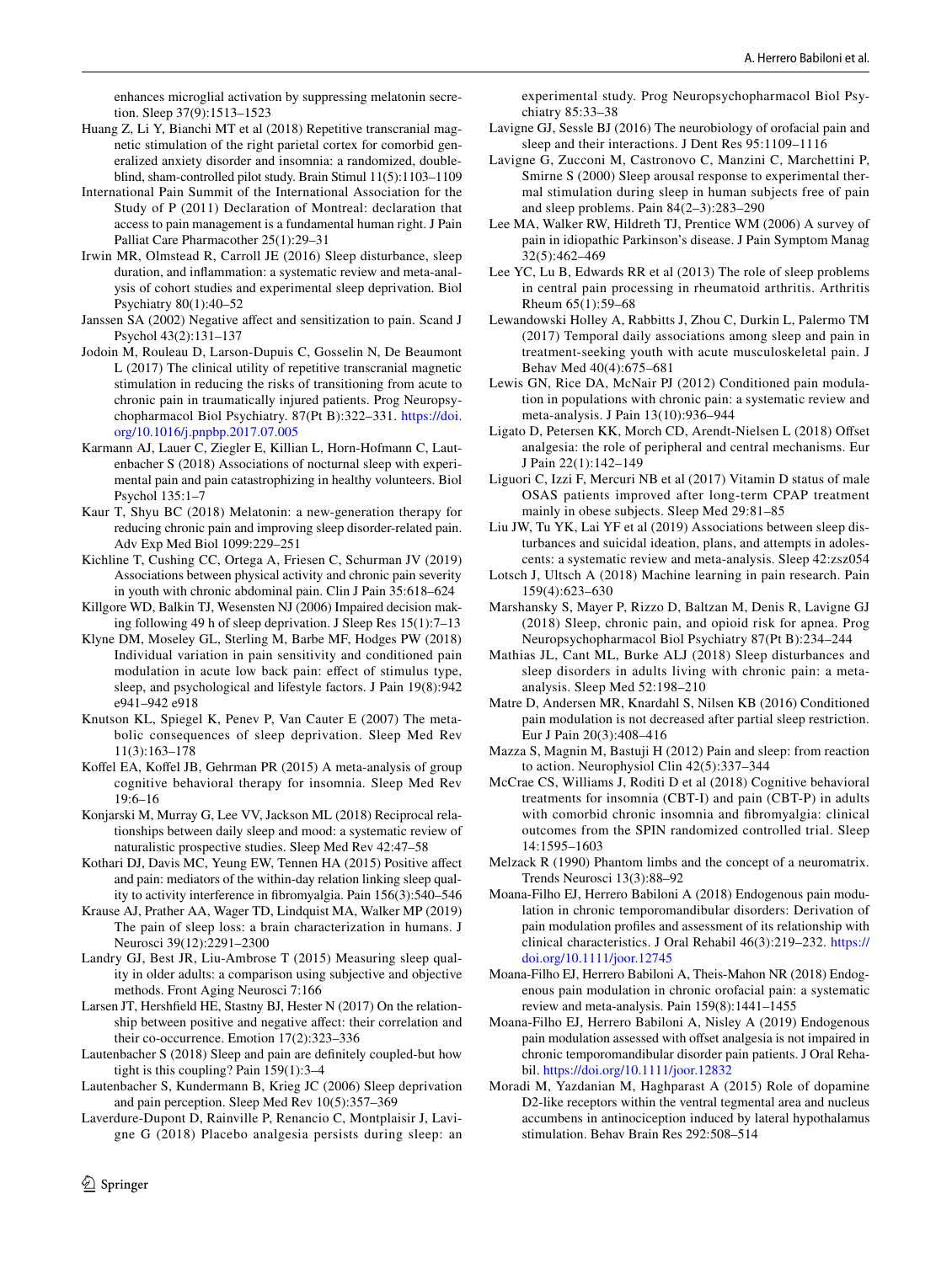enhances microglial activation by suppressing melatonin secretion. Sleep 37(9):1513–1523

Huang Z, Li Y, Bianchi MT et al (2018) Repetitive transcranial magnetic stimulation of the right parietal cortex for comorbid generalized anxiety disorder and insomnia: a randomized, double-blind, sham-controlled pilot study. Brain Stimul 11(5):1103–1109

International Pain Summit of the International Association for the Study of P (2011) Declaration of Montreal: declaration that access to pain management is a fundamental human right. J Pain Palliat Care Pharmacother 25(1):29–31

Irwin MR, Olmstead R, Carroll JE (2016) Sleep disturbance, sleep duration, and inflammation: a systematic review and meta-analysis of cohort studies and experimental sleep deprivation. Biol Psychiatry 80(1):40–52

Janssen SA (2002) Negative affect and sensitization to pain. Scand J Psychol 43(2):131–137

Jodoin M, Rouleau D, Larson-Dupuis C, Gosselin N, De Beaumont L (2017) The clinical utility of repetitive transcranial magnetic stimulation in reducing the risks of transitioning from acute to chronic pain in traumatically injured patients. Prog Neuropsychopharmacol Biol Psychiatry. 87(Pt B):322–331. https://doi.org/10.1016/j.pnpbp.2017.07.005

Karmann AJ, Lauer C, Ziegler E, Killian L, Horn-Hofmann C, Lautenbacher S (2018) Associations of nocturnal sleep with experimental pain and pain catastrophizing in healthy volunteers. Biol Psychol 135:1–7

Kaur T, Shyu BC (2018) Melatonin: a new-generation therapy for reducing chronic pain and improving sleep disorder-related pain. Adv Exp Med Biol 1099:229–251

Kichline T, Cushing CC, Ortega A, Friesen C, Schurman JV (2019) Associations between physical activity and chronic pain severity in youth with chronic abdominal pain. Clin J Pain 35:618–624

Killgore WD, Balkin TJ, Wesensten NJ (2006) Impaired decision making following 49 h of sleep deprivation. J Sleep Res 15(1):7–13

Klyne DM, Moseley GL, Sterling M, Barbe MF, Hodges PW (2018) Individual variation in pain sensitivity and conditioned pain modulation in acute low back pain: effect of stimulus type, sleep, and psychological and lifestyle factors. J Pain 19(8):942 e941–942 e918

Knutson KL, Spiegel K, Penev P, Van Cauter E (2007) The metabolic consequences of sleep deprivation. Sleep Med Rev 11(3):163–178

Koffel EA, Koffel JB, Gehrman PR (2015) A meta-analysis of group cognitive behavioral therapy for insomnia. Sleep Med Rev 19:6–16

Konjarski M, Murray G, Lee VV, Jackson ML (2018) Reciprocal relationships between daily sleep and mood: a systematic review of naturalistic prospective studies. Sleep Med Rev 42:47–58

Kothari DJ, Davis MC, Yeung EW, Tennen HA (2015) Positive affect and pain: mediators of the within-day relation linking sleep quality to activity interference in fibromyalgia. Pain 156(3):540–546

Krause AJ, Prather AA, Wager TD, Lindquist MA, Walker MP (2019) The pain of sleep loss: a brain characterization in humans. J Neurosci 39(12):2291–2300

Landry GJ, Best JR, Liu-Ambrose T (2015) Measuring sleep quality in older adults: a comparison using subjective and objective methods. Front Aging Neurosci 7:166

Larsen JT, Hershfield HE, Stastny BJ, Hester N (2017) On the relationship between positive and negative affect: their correlation and their co-occurrence. Emotion 17(2):323–336

Lautenbacher S (2018) Sleep and pain are definitely coupled-but how tight is this coupling? Pain 159(1):3–4

Lautenbacher S, Kundermann B, Krieg JC (2006) Sleep deprivation and pain perception. Sleep Med Rev 10(5):357–369

Laverdure-Dupont D, Rainville P, Renancio C, Montplaisir J, Lavigne G (2018) Placebo analgesia persists during sleep: an experimental study. Prog Neuropsychopharmacol Biol Psychiatry 85:33–38

Lavigne GJ, Sessle BJ (2016) The neurobiology of orofacial pain and sleep and their interactions. J Dent Res 95:1109–1116

Lavigne G, Zucconi M, Castronovo C, Manzini C, Marchettini P, Smirne S (2000) Sleep arousal response to experimental thermal stimulation during sleep in human subjects free of pain and sleep problems. Pain 84(2–3):283–290

Lee MA, Walker RW, Hildreth TJ, Prentice WM (2006) A survey of pain in idiopathic Parkinson's disease. J Pain Symptom Manag 32(5):462–469

Lee YC, Lu B, Edwards RR et al (2013) The role of sleep problems in central pain processing in rheumatoid arthritis. Arthritis Rheum 65(1):59–68

Lewandowski Holley A, Rabbitts J, Zhou C, Durkin L, Palermo TM (2017) Temporal daily associations among sleep and pain in treatment-seeking youth with acute musculoskeletal pain. J Behav Med 40(4):675–681

Lewis GN, Rice DA, McNair PJ (2012) Conditioned pain modulation in populations with chronic pain: a systematic review and meta-analysis. J Pain 13(10):936–944

Ligato D, Petersen KK, Morch CD, Arendt-Nielsen L (2018) Offset analgesia: the role of peripheral and central mechanisms. Eur J Pain 22(1):142–149

Liguori C, Izzi F, Mercuri NB et al (2017) Vitamin D status of male OSAS patients improved after long-term CPAP treatment mainly in obese subjects. Sleep Med 29:81–85

Liu JW, Tu YK, Lai YF et al (2019) Associations between sleep disturbances and suicidal ideation, plans, and attempts in adolescents: a systematic review and meta-analysis. Sleep 42:zsz054

Lotsch J, Ultsch A (2018) Machine learning in pain research. Pain 159(4):623–630

Marshansky S, Mayer P, Rizzo D, Baltzan M, Denis R, Lavigne GJ (2018) Sleep, chronic pain, and opioid risk for apnea. Prog Neuropsychopharmacol Biol Psychiatry 87(Pt B):234–244

Mathias JL, Cant ML, Burke ALJ (2018) Sleep disturbances and sleep disorders in adults living with chronic pain: a meta-analysis. Sleep Med 52:198–210

Matre D, Andersen MR, Knardahl S, Nilsen KB (2016) Conditioned pain modulation is not decreased after partial sleep restriction. Eur J Pain 20(3):408–416

Mazza S, Magnin M, Bastuji H (2012) Pain and sleep: from reaction to action. Neurophysiol Clin 42(5):337–344

McCrae CS, Williams J, Roditi D et al (2018) Cognitive behavioral treatments for insomnia (CBT-I) and pain (CBT-P) in adults with comorbid chronic insomnia and fibromyalgia: clinical outcomes from the SPIN randomized controlled trial. Sleep 14:1595–1603

Melzack R (1990) Phantom limbs and the concept of a neuromatrix. Trends Neurosci 13(3):88–92

Moana-Filho EJ, Herrero Babiloni A (2018) Endogenous pain modulation in chronic temporomandibular disorders: Derivation of pain modulation profiles and assessment of its relationship with clinical characteristics. J Oral Rehabil 46(3):219–232. https://doi.org/10.1111/joor.12745

Moana-Filho EJ, Herrero Babiloni A, Theis-Mahon NR (2018) Endogenous pain modulation in chronic orofacial pain: a systematic review and meta-analysis. Pain 159(8):1441–1455

Moana-Filho EJ, Herrero Babiloni A, Nisley A (2019) Endogenous pain modulation assessed with offset analgesia is not impaired in chronic temporomandibular disorder pain patients. J Oral Rehabil. https://doi.org/10.1111/joor.12832

Moradi M, Yazdanian M, Haghparast A (2015) Role of dopamine D2-like receptors within the ventral tegmental area and nucleus accumbens in antinociception induced by lateral hypothalamus stimulation. Behav Brain Res 292:508–514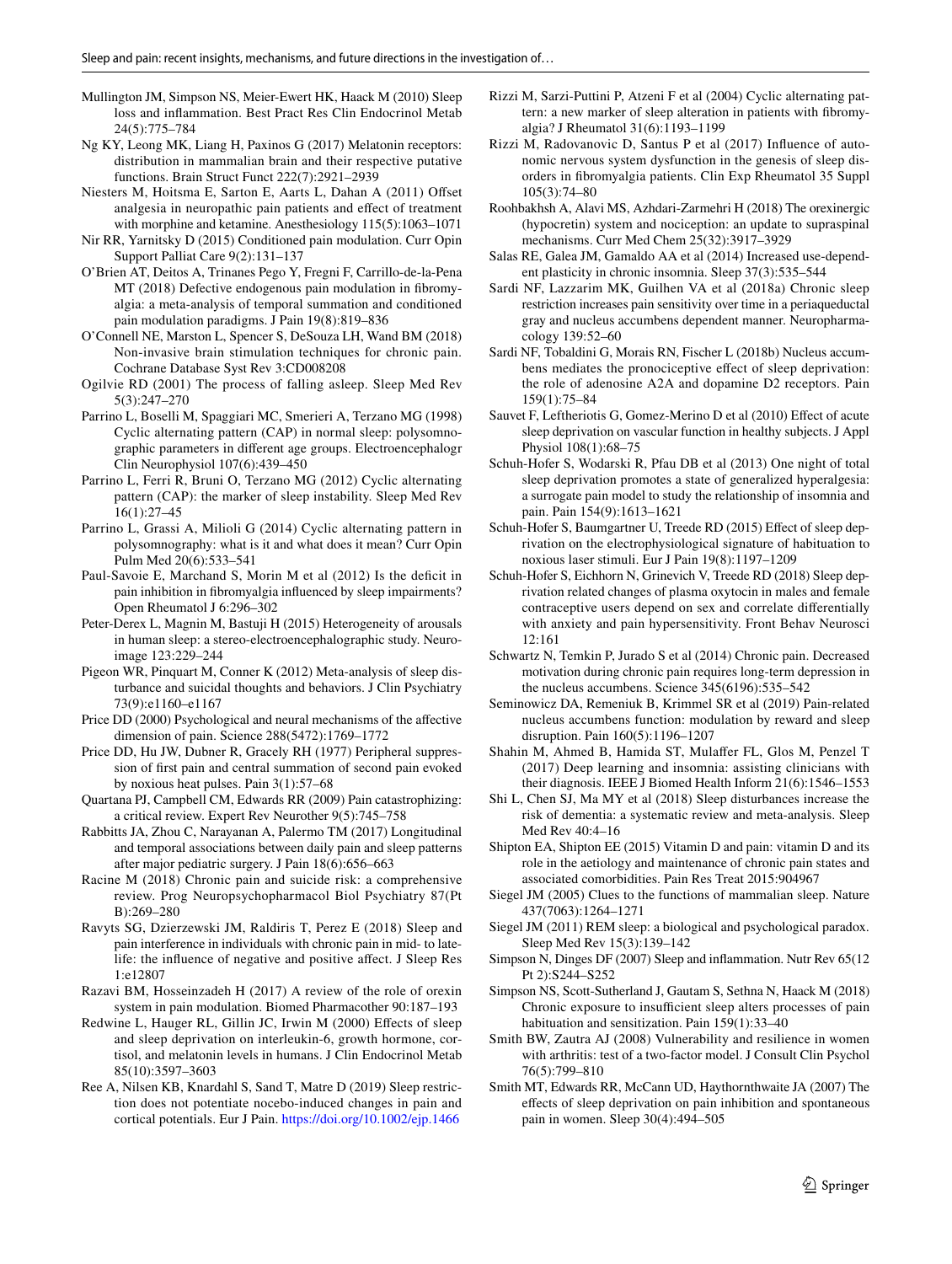Mullington JM, Simpson NS, Meier-Ewert HK, Haack M (2010) Sleep loss and inflammation. Best Pract Res Clin Endocrinol Metab 24(5):775–784

Ng KY, Leong MK, Liang H, Paxinos G (2017) Melatonin receptors: distribution in mammalian brain and their respective putative functions. Brain Struct Funct 222(7):2921–2939

Niesters M, Hoitsma E, Sarton E, Aarts L, Dahan A (2011) Offset analgesia in neuropathic pain patients and effect of treatment with morphine and ketamine. Anesthesiology 115(5):1063–1071

Nir RR, Yarnitsky D (2015) Conditioned pain modulation. Curr Opin Support Palliat Care 9(2):131–137

O'Brien AT, Deitos A, Trinanes Pego Y, Fregni F, Carrillo-de-la-Pena MT (2018) Defective endogenous pain modulation in fibromyalgia: a meta-analysis of temporal summation and conditioned pain modulation paradigms. J Pain 19(8):819–836

O'Connell NE, Marston L, Spencer S, DeSouza LH, Wand BM (2018) Non-invasive brain stimulation techniques for chronic pain. Cochrane Database Syst Rev 3:CD008208

Ogilvie RD (2001) The process of falling asleep. Sleep Med Rev 5(3):247–270

Parrino L, Boselli M, Spaggiari MC, Smerieri A, Terzano MG (1998) Cyclic alternating pattern (CAP) in normal sleep: polysomnographic parameters in different age groups. Electroencephalogr Clin Neurophysiol 107(6):439–450

Parrino L, Ferri R, Bruni O, Terzano MG (2012) Cyclic alternating pattern (CAP): the marker of sleep instability. Sleep Med Rev 16(1):27–45

Parrino L, Grassi A, Milioli G (2014) Cyclic alternating pattern in polysomnography: what is it and what does it mean? Curr Opin Pulm Med 20(6):533–541

Paul-Savoie E, Marchand S, Morin M et al (2012) Is the deficit in pain inhibition in fibromyalgia influenced by sleep impairments? Open Rheumatol J 6:296–302

Peter-Derex L, Magnin M, Bastuji H (2015) Heterogeneity of arousals in human sleep: a stereo-electroencephalographic study. Neuroimage 123:229–244

Pigeon WR, Pinquart M, Conner K (2012) Meta-analysis of sleep disturbance and suicidal thoughts and behaviors. J Clin Psychiatry 73(9):e1160–e1167

Price DD (2000) Psychological and neural mechanisms of the affective dimension of pain. Science 288(5472):1769–1772

Price DD, Hu JW, Dubner R, Gracely RH (1977) Peripheral suppression of first pain and central summation of second pain evoked by noxious heat pulses. Pain 3(1):57–68

Quartana PJ, Campbell CM, Edwards RR (2009) Pain catastrophizing: a critical review. Expert Rev Neurother 9(5):745–758

Rabbitts JA, Zhou C, Narayanan A, Palermo TM (2017) Longitudinal and temporal associations between daily pain and sleep patterns after major pediatric surgery. J Pain 18(6):656–663

Racine M (2018) Chronic pain and suicide risk: a comprehensive review. Prog Neuropsychopharmacol Biol Psychiatry 87(Pt B):269–280

Ravyts SG, Dzierzewski JM, Raldiris T, Perez E (2018) Sleep and pain interference in individuals with chronic pain in mid- to late-life: the influence of negative and positive affect. J Sleep Res 1:e12807

Razavi BM, Hosseinzadeh H (2017) A review of the role of orexin system in pain modulation. Biomed Pharmacother 90:187–193

Redwine L, Hauger RL, Gillin JC, Irwin M (2000) Effects of sleep and sleep deprivation on interleukin-6, growth hormone, cortisol, and melatonin levels in humans. J Clin Endocrinol Metab 85(10):3597–3603

Ree A, Nilsen KB, Knardahl S, Sand T, Matre D (2019) Sleep restriction does not potentiate nocebo-induced changes in pain and cortical potentials. Eur J Pain. https://doi.org/10.1002/ejp.1466

Rizzi M, Sarzi-Puttini P, Atzeni F et al (2004) Cyclic alternating pattern: a new marker of sleep alteration in patients with fibromyalgia? J Rheumatol 31(6):1193–1199

Rizzi M, Radovanovic D, Santus P et al (2017) Influence of autonomic nervous system dysfunction in the genesis of sleep disorders in fibromyalgia patients. Clin Exp Rheumatol 35 Suppl 105(3):74–80

Roohbakhsh A, Alavi MS, Azhdari-Zarmehri H (2018) The orexinergic (hypocretin) system and nociception: an update to supraspinal mechanisms. Curr Med Chem 25(32):3917–3929

Salas RE, Galea JM, Gamaldo AA et al (2014) Increased use-dependent plasticity in chronic insomnia. Sleep 37(3):535–544

Sardi NF, Lazzarim MK, Guilhen VA et al (2018a) Chronic sleep restriction increases pain sensitivity over time in a periaqueductal gray and nucleus accumbens dependent manner. Neuropharmacology 139:52–60

Sardi NF, Tobaldini G, Morais RN, Fischer L (2018b) Nucleus accumbens mediates the pronociceptive effect of sleep deprivation: the role of adenosine A2A and dopamine D2 receptors. Pain 159(1):75–84

Sauvet F, Leftheriotis G, Gomez-Merino D et al (2010) Effect of acute sleep deprivation on vascular function in healthy subjects. J Appl Physiol 108(1):68–75

Schuh-Hofer S, Wodarski R, Pfau DB et al (2013) One night of total sleep deprivation promotes a state of generalized hyperalgesia: a surrogate pain model to study the relationship of insomnia and pain. Pain 154(9):1613–1621

Schuh-Hofer S, Baumgartner U, Treede RD (2015) Effect of sleep deprivation on the electrophysiological signature of habituation to noxious laser stimuli. Eur J Pain 19(8):1197–1209

Schuh-Hofer S, Eichhorn N, Grinevich V, Treede RD (2018) Sleep deprivation related changes of plasma oxytocin in males and female contraceptive users depend on sex and correlate differentially with anxiety and pain hypersensitivity. Front Behav Neurosci 12:161

Schwartz N, Temkin P, Jurado S et al (2014) Chronic pain. Decreased motivation during chronic pain requires long-term depression in the nucleus accumbens. Science 345(6196):535–542

Seminowicz DA, Remeniuk B, Krimmel SR et al (2019) Pain-related nucleus accumbens function: modulation by reward and sleep disruption. Pain 160(5):1196–1207

Shahin M, Ahmed B, Hamida ST, Mulaffer FL, Glos M, Penzel T (2017) Deep learning and insomnia: assisting clinicians with their diagnosis. IEEE J Biomed Health Inform 21(6):1546–1553

Shi L, Chen SJ, Ma MY et al (2018) Sleep disturbances increase the risk of dementia: a systematic review and meta-analysis. Sleep Med Rev 40:4–16

Shipton EA, Shipton EE (2015) Vitamin D and pain: vitamin D and its role in the aetiology and maintenance of chronic pain states and associated comorbidities. Pain Res Treat 2015:904967

Siegel JM (2005) Clues to the functions of mammalian sleep. Nature 437(7063):1264–1271

Siegel JM (2011) REM sleep: a biological and psychological paradox. Sleep Med Rev 15(3):139–142

Simpson N, Dinges DF (2007) Sleep and inflammation. Nutr Rev 65(12 Pt 2):S244–S252

Simpson NS, Scott-Sutherland J, Gautam S, Sethna N, Haack M (2018) Chronic exposure to insufficient sleep alters processes of pain habituation and sensitization. Pain 159(1):33–40

Smith BW, Zautra AJ (2008) Vulnerability and resilience in women with arthritis: test of a two-factor model. J Consult Clin Psychol 76(5):799–810

Smith MT, Edwards RR, McCann UD, Haythornthwaite JA (2007) The effects of sleep deprivation on pain inhibition and spontaneous pain in women. Sleep 30(4):494–505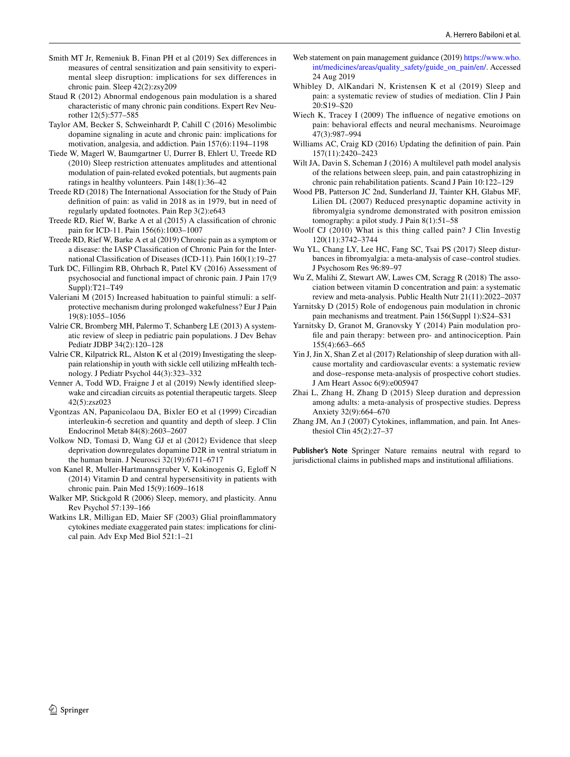Smith MT Jr, Remeniuk B, Finan PH et al (2019) Sex differences in measures of central sensitization and pain sensitivity to experimental sleep disruption: implications for sex differences in chronic pain. Sleep 42(2):zsy209

Staud R (2012) Abnormal endogenous pain modulation is a shared characteristic of many chronic pain conditions. Expert Rev Neurother 12(5):577–585

Taylor AM, Becker S, Schweinhardt P, Cahill C (2016) Mesolimbic dopamine signaling in acute and chronic pain: implications for motivation, analgesia, and addiction. Pain 157(6):1194–1198

Tiede W, Magerl W, Baumgartner U, Durrer B, Ehlert U, Treede RD (2010) Sleep restriction attenuates amplitudes and attentional modulation of pain-related evoked potentials, but augments pain ratings in healthy volunteers. Pain 148(1):36–42

Treede RD (2018) The International Association for the Study of Pain definition of pain: as valid in 2018 as in 1979, but in need of regularly updated footnotes. Pain Rep 3(2):e643

Treede RD, Rief W, Barke A et al (2015) A classification of chronic pain for ICD-11. Pain 156(6):1003–1007

Treede RD, Rief W, Barke A et al (2019) Chronic pain as a symptom or a disease: the IASP Classification of Chronic Pain for the International Classification of Diseases (ICD-11). Pain 160(1):19–27

Turk DC, Fillingim RB, Ohrbach R, Patel KV (2016) Assessment of psychosocial and functional impact of chronic pain. J Pain 17(9 Suppl):T21–T49

Valeriani M (2015) Increased habituation to painful stimuli: a self-protective mechanism during prolonged wakefulness? Eur J Pain 19(8):1055–1056

Valrie CR, Bromberg MH, Palermo T, Schanberg LE (2013) A systematic review of sleep in pediatric pain populations. J Dev Behav Pediatr JDBP 34(2):120–128

Valrie CR, Kilpatrick RL, Alston K et al (2019) Investigating the sleep-pain relationship in youth with sickle cell utilizing mHealth technology. J Pediatr Psychol 44(3):323–332

Venner A, Todd WD, Fraigne J et al (2019) Newly identified sleep-wake and circadian circuits as potential therapeutic targets. Sleep 42(5):zsz023

Vgontzas AN, Papanicolaou DA, Bixler EO et al (1999) Circadian interleukin-6 secretion and quantity and depth of sleep. J Clin Endocrinol Metab 84(8):2603–2607

Volkow ND, Tomasi D, Wang GJ et al (2012) Evidence that sleep deprivation downregulates dopamine D2R in ventral striatum in the human brain. J Neurosci 32(19):6711–6717

von Kanel R, Muller-Hartmannsgruber V, Kokinogenis G, Egloff N (2014) Vitamin D and central hypersensitivity in patients with chronic pain. Pain Med 15(9):1609–1618

Walker MP, Stickgold R (2006) Sleep, memory, and plasticity. Annu Rev Psychol 57:139–166

Watkins LR, Milligan ED, Maier SF (2003) Glial proinflammatory cytokines mediate exaggerated pain states: implications for clinical pain. Adv Exp Med Biol 521:1–21

Web statement on pain management guidance (2019) https://www.who.int/medicines/areas/quality_safety/guide_on_pain/en/. Accessed 24 Aug 2019

Whibley D, AlKandari N, Kristensen K et al (2019) Sleep and pain: a systematic review of studies of mediation. Clin J Pain 20:S19–S20

Wiech K, Tracey I (2009) The influence of negative emotions on pain: behavioral effects and neural mechanisms. Neuroimage 47(3):987–994

Williams AC, Craig KD (2016) Updating the definition of pain. Pain 157(11):2420–2423

Wilt JA, Davin S, Scheman J (2016) A multilevel path model analysis of the relations between sleep, pain, and pain catastrophizing in chronic pain rehabilitation patients. Scand J Pain 10:122–129

Wood PB, Patterson JC 2nd, Sunderland JJ, Tainter KH, Glabus MF, Lilien DL (2007) Reduced presynaptic dopamine activity in fibromyalgia syndrome demonstrated with positron emission tomography: a pilot study. J Pain 8(1):51–58

Woolf CJ (2010) What is this thing called pain? J Clin Investig 120(11):3742–3744

Wu YL, Chang LY, Lee HC, Fang SC, Tsai PS (2017) Sleep disturbances in fibromyalgia: a meta-analysis of case–control studies. J Psychosom Res 96:89–97

Wu Z, Malihi Z, Stewart AW, Lawes CM, Scragg R (2018) The association between vitamin D concentration and pain: a systematic review and meta-analysis. Public Health Nutr 21(11):2022–2037

Yarnitsky D (2015) Role of endogenous pain modulation in chronic pain mechanisms and treatment. Pain 156(Suppl 1):S24–S31

Yarnitsky D, Granot M, Granovsky Y (2014) Pain modulation profile and pain therapy: between pro- and antinociception. Pain 155(4):663–665

Yin J, Jin X, Shan Z et al (2017) Relationship of sleep duration with all-cause mortality and cardiovascular events: a systematic review and dose–response meta-analysis of prospective cohort studies. J Am Heart Assoc 6(9):e005947

Zhai L, Zhang H, Zhang D (2015) Sleep duration and depression among adults: a meta-analysis of prospective studies. Depress Anxiety 32(9):664–670

Zhang JM, An J (2007) Cytokines, inflammation, and pain. Int Anesthesiol Clin 45(2):27–37

**Publisher's Note** Springer Nature remains neutral with regard to jurisdictional claims in published maps and institutional affiliations.